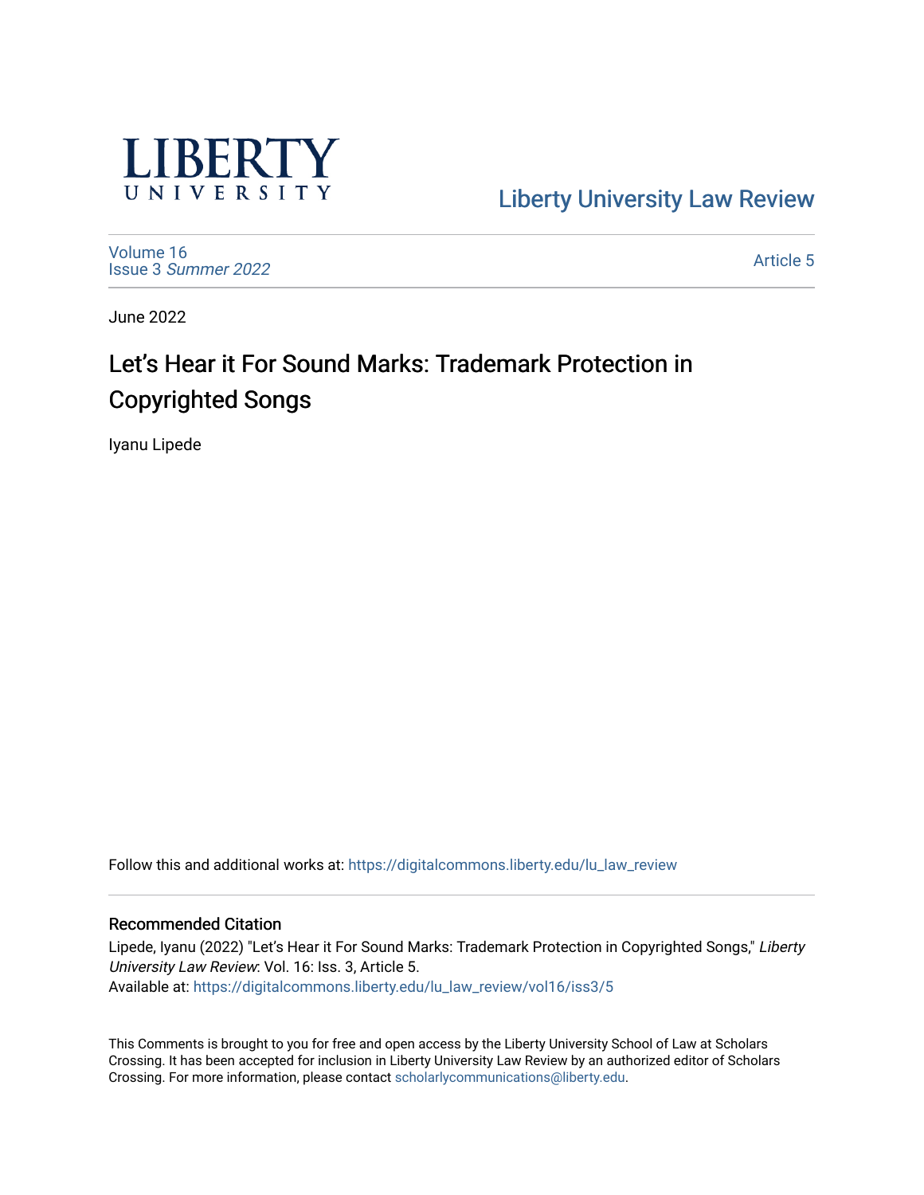LIBERTY UNIVERSITY

Liberty University Law Review

Volume 16
Issue 3 *Summer 2022*

Article 5

June 2022

# Let's Hear it For Sound Marks: Trademark Protection in Copyrighted Songs

Iyanu Lipede

Follow this and additional works at: https://digitalcommons.liberty.edu/lu_law_review

## Recommended Citation

Lipede, Iyanu (2022) "Let's Hear it For Sound Marks: Trademark Protection in Copyrighted Songs," *Liberty University Law Review*: Vol. 16: Iss. 3, Article 5.
Available at: https://digitalcommons.liberty.edu/lu_law_review/vol16/iss3/5

This Comments is brought to you for free and open access by the Liberty University School of Law at Scholars Crossing. It has been accepted for inclusion in Liberty University Law Review by an authorized editor of Scholars Crossing. For more information, please contact scholarlycommunications@liberty.edu.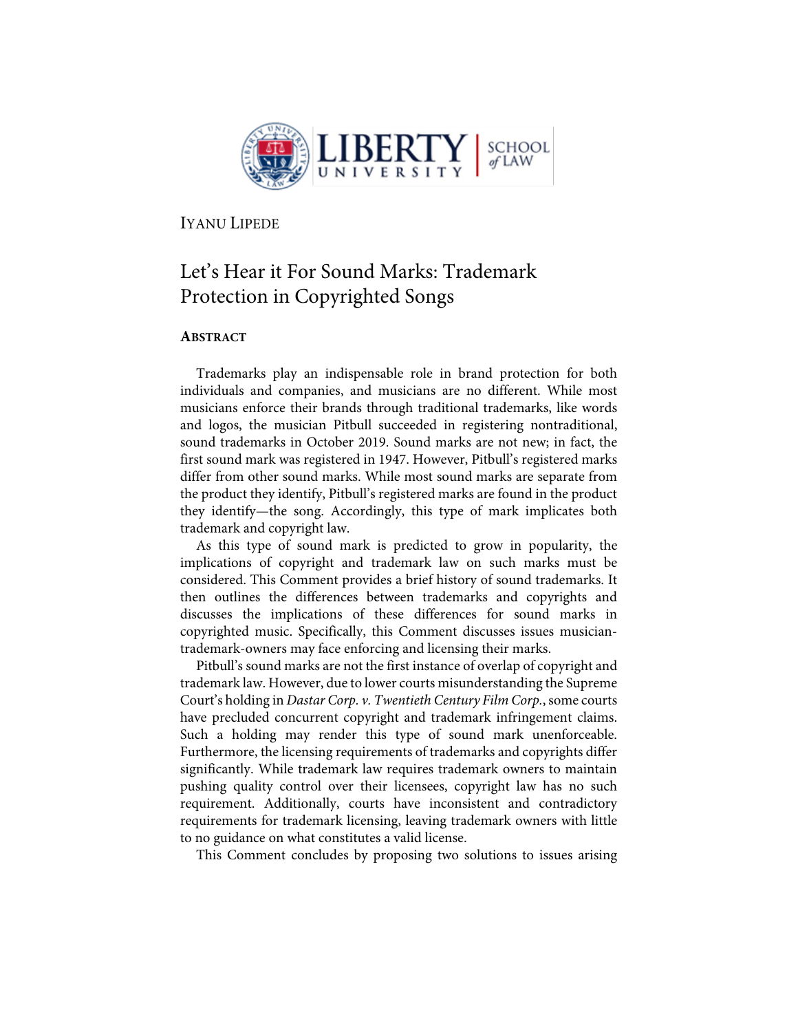IYANU LIPEDE

# Let's Hear it For Sound Marks: Trademark Protection in Copyrighted Songs

## ABSTRACT

Trademarks play an indispensable role in brand protection for both individuals and companies, and musicians are no different. While most musicians enforce their brands through traditional trademarks, like words and logos, the musician Pitbull succeeded in registering nontraditional, sound trademarks in October 2019. Sound marks are not new; in fact, the first sound mark was registered in 1947. However, Pitbull's registered marks differ from other sound marks. While most sound marks are separate from the product they identify, Pitbull's registered marks are found in the product they identify—the song. Accordingly, this type of mark implicates both trademark and copyright law.

As this type of sound mark is predicted to grow in popularity, the implications of copyright and trademark law on such marks must be considered. This Comment provides a brief history of sound trademarks. It then outlines the differences between trademarks and copyrights and discusses the implications of these differences for sound marks in copyrighted music. Specifically, this Comment discusses issues musician-trademark-owners may face enforcing and licensing their marks.

Pitbull's sound marks are not the first instance of overlap of copyright and trademark law. However, due to lower courts misunderstanding the Supreme Court's holding in *Dastar Corp. v. Twentieth Century Film Corp.*, some courts have precluded concurrent copyright and trademark infringement claims. Such a holding may render this type of sound mark unenforceable. Furthermore, the licensing requirements of trademarks and copyrights differ significantly. While trademark law requires trademark owners to maintain pushing quality control over their licensees, copyright law has no such requirement. Additionally, courts have inconsistent and contradictory requirements for trademark licensing, leaving trademark owners with little to no guidance on what constitutes a valid license.

This Comment concludes by proposing two solutions to issues arising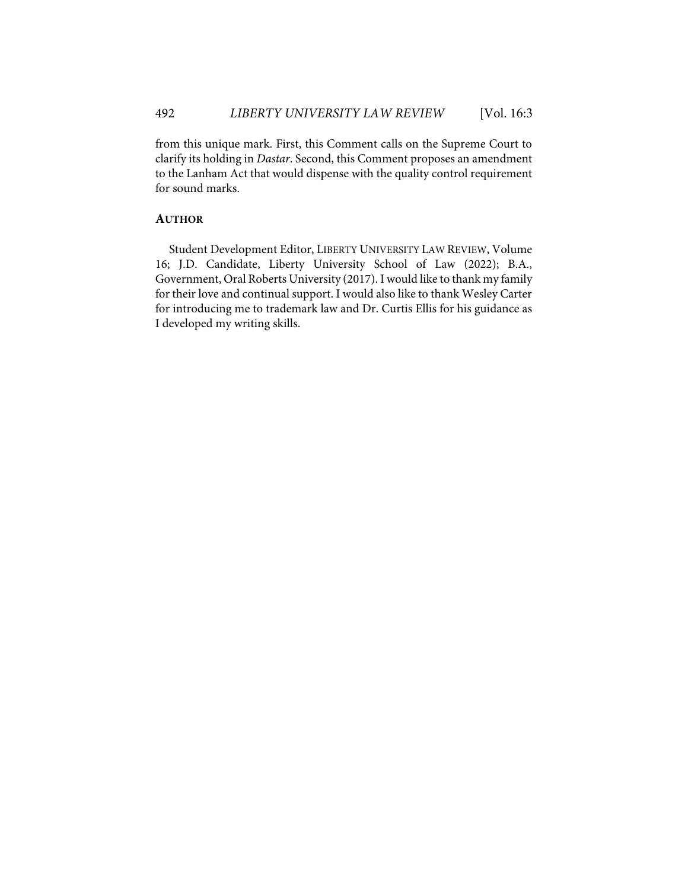from this unique mark. First, this Comment calls on the Supreme Court to clarify its holding in *Dastar*. Second, this Comment proposes an amendment to the Lanham Act that would dispense with the quality control requirement for sound marks.

## AUTHOR

Student Development Editor, LIBERTY UNIVERSITY LAW REVIEW, Volume 16; J.D. Candidate, Liberty University School of Law (2022); B.A., Government, Oral Roberts University (2017). I would like to thank my family for their love and continual support. I would also like to thank Wesley Carter for introducing me to trademark law and Dr. Curtis Ellis for his guidance as I developed my writing skills.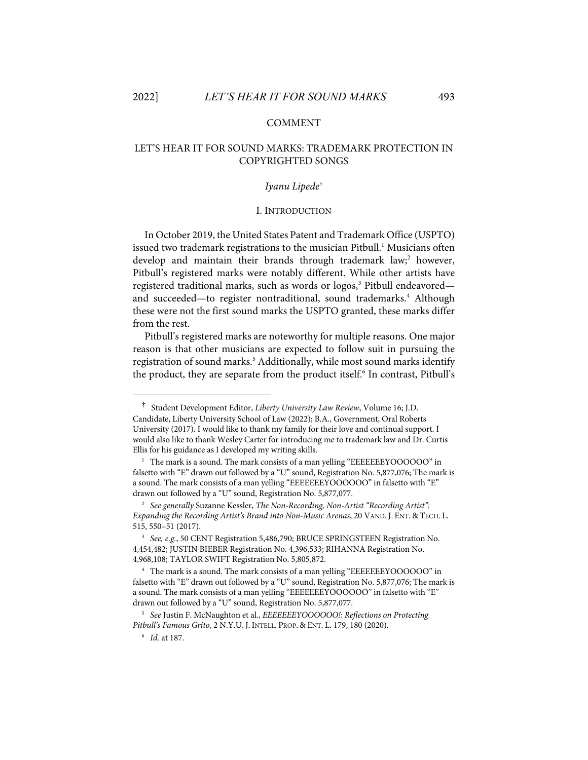COMMENT

# LET'S HEAR IT FOR SOUND MARKS: TRADEMARK PROTECTION IN COPYRIGHTED SONGS

*Iyanu Lipede*[†]

## I. INTRODUCTION

In October 2019, the United States Patent and Trademark Office (USPTO) issued two trademark registrations to the musician Pitbull.[1] Musicians often develop and maintain their brands through trademark law;[2] however, Pitbull's registered marks were notably different. While other artists have registered traditional marks, such as words or logos,[3] Pitbull endeavored—and succeeded—to register nontraditional, sound trademarks.[4] Although these were not the first sound marks the USPTO granted, these marks differ from the rest.

Pitbull's registered marks are noteworthy for multiple reasons. One major reason is that other musicians are expected to follow suit in pursuing the registration of sound marks.[5] Additionally, while most sound marks identify the product, they are separate from the product itself.[6] In contrast, Pitbull's

---

[†] Student Development Editor, *Liberty University Law Review*, Volume 16; J.D. Candidate, Liberty University School of Law (2022); B.A., Government, Oral Roberts University (2017). I would like to thank my family for their love and continual support. I would also like to thank Wesley Carter for introducing me to trademark law and Dr. Curtis Ellis for his guidance as I developed my writing skills.

[1] The mark is a sound. The mark consists of a man yelling "EEEEEEEYOOOOOO" in falsetto with "E" drawn out followed by a "U" sound, Registration No. 5,877,076; The mark is a sound. The mark consists of a man yelling "EEEEEEEYOOOOOO" in falsetto with "E" drawn out followed by a "U" sound, Registration No. 5,877,077.

[2] *See generally* Suzanne Kessler, *The Non-Recording, Non-Artist "Recording Artist": Expanding the Recording Artist's Brand into Non-Music Arenas*, 20 VAND. J. ENT. & TECH. L. 515, 550–51 (2017).

[3] *See, e.g.*, 50 CENT Registration 5,486,790; BRUCE SPRINGSTEEN Registration No. 4,454,482; JUSTIN BIEBER Registration No. 4,396,533; RIHANNA Registration No. 4,968,108; TAYLOR SWIFT Registration No. 5,805,872.

[4] The mark is a sound. The mark consists of a man yelling "EEEEEEEYOOOOOO" in falsetto with "E" drawn out followed by a "U" sound, Registration No. 5,877,076; The mark is a sound. The mark consists of a man yelling "EEEEEEEYOOOOOO" in falsetto with "E" drawn out followed by a "U" sound, Registration No. 5,877,077.

[5] *See* Justin F. McNaughton et al., *EEEEEEEYOOOOOO!: Reflections on Protecting Pitbull's Famous Grito*, 2 N.Y.U. J. INTELL. PROP. & ENT. L. 179, 180 (2020).

[6] *Id.* at 187.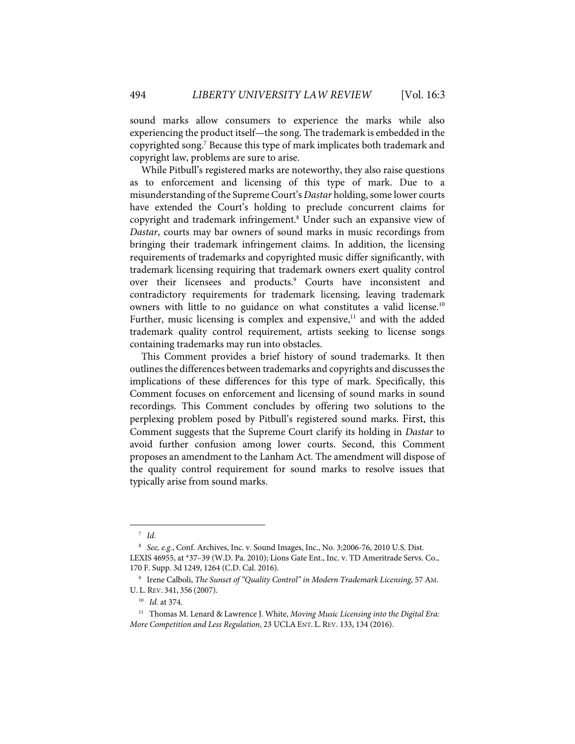sound marks allow consumers to experience the marks while also experiencing the product itself—the song. The trademark is embedded in the copyrighted song.[7] Because this type of mark implicates both trademark and copyright law, problems are sure to arise.

While Pitbull's registered marks are noteworthy, they also raise questions as to enforcement and licensing of this type of mark. Due to a misunderstanding of the Supreme Court's *Dastar* holding, some lower courts have extended the Court's holding to preclude concurrent claims for copyright and trademark infringement.[8] Under such an expansive view of *Dastar*, courts may bar owners of sound marks in music recordings from bringing their trademark infringement claims. In addition, the licensing requirements of trademarks and copyrighted music differ significantly, with trademark licensing requiring that trademark owners exert quality control over their licensees and products.[9] Courts have inconsistent and contradictory requirements for trademark licensing, leaving trademark owners with little to no guidance on what constitutes a valid license.[10] Further, music licensing is complex and expensive,[11] and with the added trademark quality control requirement, artists seeking to license songs containing trademarks may run into obstacles.

This Comment provides a brief history of sound trademarks. It then outlines the differences between trademarks and copyrights and discusses the implications of these differences for this type of mark. Specifically, this Comment focuses on enforcement and licensing of sound marks in sound recordings. This Comment concludes by offering two solutions to the perplexing problem posed by Pitbull's registered sound marks. First, this Comment suggests that the Supreme Court clarify its holding in *Dastar* to avoid further confusion among lower courts. Second, this Comment proposes an amendment to the Lanham Act. The amendment will dispose of the quality control requirement for sound marks to resolve issues that typically arise from sound marks.

---

[7] *Id.*

[8] *See, e.g.*, Conf. Archives, Inc. v. Sound Images, Inc., No. 3:2006-76, 2010 U.S. Dist. LEXIS 46955, at *37–39 (W.D. Pa. 2010); Lions Gate Ent., Inc. v. TD Ameritrade Servs. Co., 170 F. Supp. 3d 1249, 1264 (C.D. Cal. 2016).

[9] Irene Calboli, *The Sunset of "Quality Control" in Modern Trademark Licensing*, 57 AM. U. L. REV. 341, 356 (2007).

[10] *Id.* at 374.

[11] Thomas M. Lenard & Lawrence J. White, *Moving Music Licensing into the Digital Era: More Competition and Less Regulation*, 23 UCLA ENT. L. REV. 133, 134 (2016).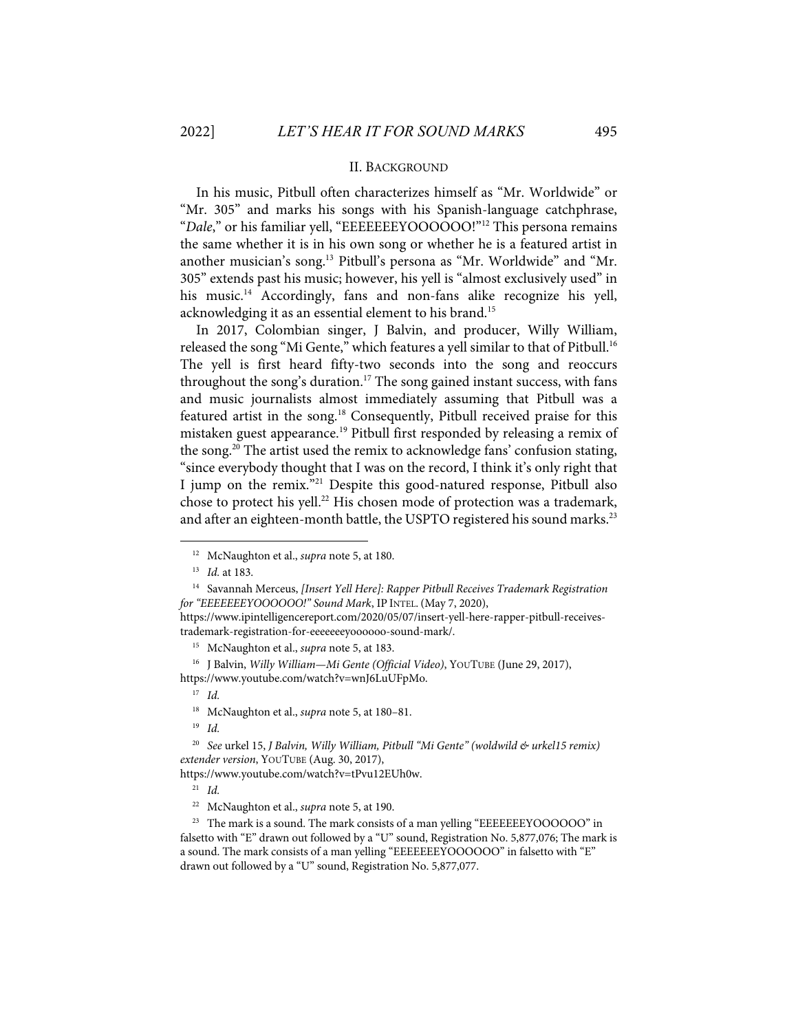## II. BACKGROUND

In his music, Pitbull often characterizes himself as "Mr. Worldwide" or "Mr. 305" and marks his songs with his Spanish-language catchphrase, "*Dale*," or his familiar yell, "EEEEEEEYOOOOOO!"[12] This persona remains the same whether it is in his own song or whether he is a featured artist in another musician's song.[13] Pitbull's persona as "Mr. Worldwide" and "Mr. 305" extends past his music; however, his yell is "almost exclusively used" in his music.[14] Accordingly, fans and non-fans alike recognize his yell, acknowledging it as an essential element to his brand.[15]

In 2017, Colombian singer, J Balvin, and producer, Willy William, released the song "Mi Gente," which features a yell similar to that of Pitbull.[16] The yell is first heard fifty-two seconds into the song and reoccurs throughout the song's duration.[17] The song gained instant success, with fans and music journalists almost immediately assuming that Pitbull was a featured artist in the song.[18] Consequently, Pitbull received praise for this mistaken guest appearance.[19] Pitbull first responded by releasing a remix of the song.[20] The artist used the remix to acknowledge fans' confusion stating, "since everybody thought that I was on the record, I think it's only right that I jump on the remix."[21] Despite this good-natured response, Pitbull also chose to protect his yell.[22] His chosen mode of protection was a trademark, and after an eighteen-month battle, the USPTO registered his sound marks.[23]

---

[12] McNaughton et al., *supra* note 5, at 180.

[13] *Id.* at 183.

[14] Savannah Merceus, *[Insert Yell Here]: Rapper Pitbull Receives Trademark Registration for "EEEEEEEYOOOOOO!" Sound Mark*, IP INTEL. (May 7, 2020), https://www.ipintelligencereport.com/2020/05/07/insert-yell-here-rapper-pitbull-receives-trademark-registration-for-eeeeeeeyoooooo-sound-mark/.

[15] McNaughton et al., *supra* note 5, at 183.

[16] J Balvin, *Willy William—Mi Gente (Official Video)*, YOUTUBE (June 29, 2017), https://www.youtube.com/watch?v=wnJ6LuUFpMo.

[17] *Id.*

[18] McNaughton et al., *supra* note 5, at 180–81.

[19] *Id.*

[20] *See* urkel 15, *J Balvin, Willy William, Pitbull "Mi Gente" (woldwild & urkel15 remix) extender version*, YOUTUBE (Aug. 30, 2017), https://www.youtube.com/watch?v=tPvu12EUh0w.

[21] *Id.*

[22] McNaughton et al., *supra* note 5, at 190.

[23] The mark is a sound. The mark consists of a man yelling "EEEEEEEYOOOOOO" in falsetto with "E" drawn out followed by a "U" sound, Registration No. 5,877,076; The mark is a sound. The mark consists of a man yelling "EEEEEEEYOOOOOO" in falsetto with "E" drawn out followed by a "U" sound, Registration No. 5,877,077.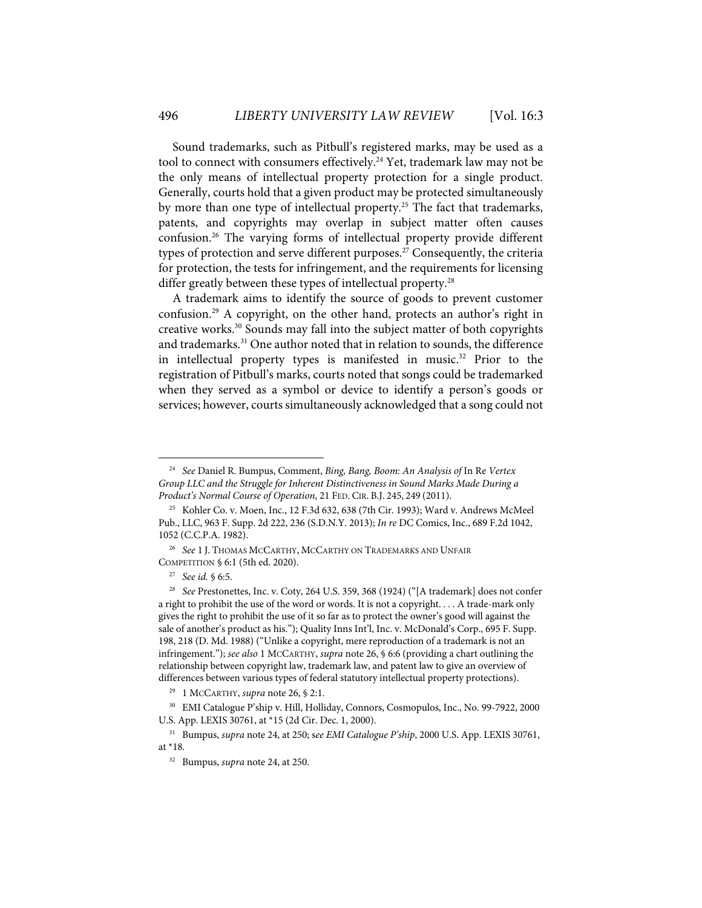Sound trademarks, such as Pitbull's registered marks, may be used as a tool to connect with consumers effectively.[24] Yet, trademark law may not be the only means of intellectual property protection for a single product. Generally, courts hold that a given product may be protected simultaneously by more than one type of intellectual property.[25] The fact that trademarks, patents, and copyrights may overlap in subject matter often causes confusion.[26] The varying forms of intellectual property provide different types of protection and serve different purposes.[27] Consequently, the criteria for protection, the tests for infringement, and the requirements for licensing differ greatly between these types of intellectual property.[28]

A trademark aims to identify the source of goods to prevent customer confusion.[29] A copyright, on the other hand, protects an author's right in creative works.[30] Sounds may fall into the subject matter of both copyrights and trademarks.[31] One author noted that in relation to sounds, the difference in intellectual property types is manifested in music.[32] Prior to the registration of Pitbull's marks, courts noted that songs could be trademarked when they served as a symbol or device to identify a person's goods or services; however, courts simultaneously acknowledged that a song could not

---

[24] *See* Daniel R. Bumpus, Comment, *Bing, Bang, Boom: An Analysis of* In Re *Vertex Group LLC and the Struggle for Inherent Distinctiveness in Sound Marks Made During a Product's Normal Course of Operation*, 21 FED. CIR. B.J. 245, 249 (2011).

[25] Kohler Co. v. Moen, Inc., 12 F.3d 632, 638 (7th Cir. 1993); Ward v. Andrews McMeel Pub., LLC, 963 F. Supp. 2d 222, 236 (S.D.N.Y. 2013); *In re* DC Comics, Inc., 689 F.2d 1042, 1052 (C.C.P.A. 1982).

[26] *See* 1 J. THOMAS MCCARTHY, MCCARTHY ON TRADEMARKS AND UNFAIR COMPETITION § 6:1 (5th ed. 2020).

[27] *See id.* § 6:5.

[28] *See* Prestonettes, Inc. v. Coty, 264 U.S. 359, 368 (1924) ("[A trademark] does not confer a right to prohibit the use of the word or words. It is not a copyright. . . . A trade-mark only gives the right to prohibit the use of it so far as to protect the owner's good will against the sale of another's product as his."); Quality Inns Int'l, Inc. v. McDonald's Corp., 695 F. Supp. 198, 218 (D. Md. 1988) ("Unlike a copyright, mere reproduction of a trademark is not an infringement."); *see also* 1 MCCARTHY, *supra* note 26, § 6:6 (providing a chart outlining the relationship between copyright law, trademark law, and patent law to give an overview of differences between various types of federal statutory intellectual property protections).

[29] 1 MCCARTHY, *supra* note 26, § 2:1.

[30] EMI Catalogue P'ship v. Hill, Holliday, Connors, Cosmopulos, Inc., No. 99-7922, 2000 U.S. App. LEXIS 30761, at *15 (2d Cir. Dec. 1, 2000).

[31] Bumpus, *supra* note 24, at 250; s*ee EMI Catalogue P'ship*, 2000 U.S. App. LEXIS 30761, at *18.

[32] Bumpus, *supra* note 24, at 250.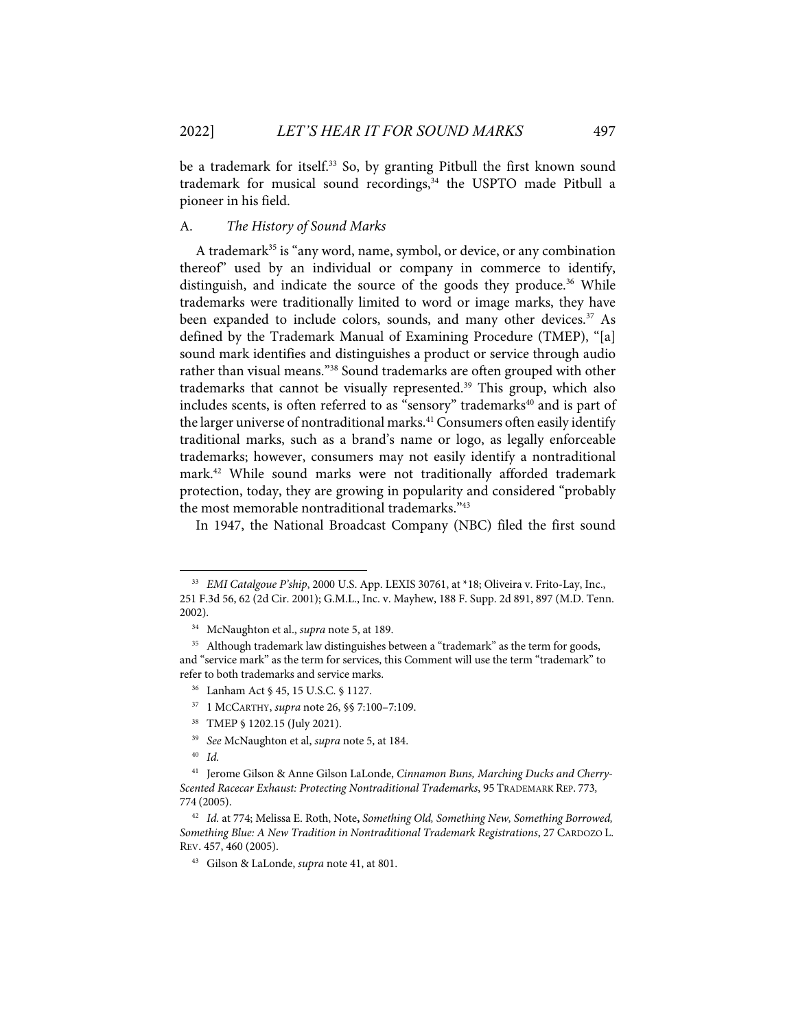be a trademark for itself.[33] So, by granting Pitbull the first known sound trademark for musical sound recordings,[34] the USPTO made Pitbull a pioneer in his field.

### A. *The History of Sound Marks*

A trademark[35] is "any word, name, symbol, or device, or any combination thereof" used by an individual or company in commerce to identify, distinguish, and indicate the source of the goods they produce.[36] While trademarks were traditionally limited to word or image marks, they have been expanded to include colors, sounds, and many other devices.[37] As defined by the Trademark Manual of Examining Procedure (TMEP), "[a] sound mark identifies and distinguishes a product or service through audio rather than visual means."[38] Sound trademarks are often grouped with other trademarks that cannot be visually represented.[39] This group, which also includes scents, is often referred to as "sensory" trademarks[40] and is part of the larger universe of nontraditional marks.[41] Consumers often easily identify traditional marks, such as a brand's name or logo, as legally enforceable trademarks; however, consumers may not easily identify a nontraditional mark.[42] While sound marks were not traditionally afforded trademark protection, today, they are growing in popularity and considered "probably the most memorable nontraditional trademarks."[43]

In 1947, the National Broadcast Company (NBC) filed the first sound

---

[33] *EMI Catalgoue P'ship*, 2000 U.S. App. LEXIS 30761, at *18; Oliveira v. Frito-Lay, Inc., 251 F.3d 56, 62 (2d Cir. 2001); G.M.L., Inc. v. Mayhew, 188 F. Supp. 2d 891, 897 (M.D. Tenn. 2002).

[34] McNaughton et al., *supra* note 5, at 189.

[35] Although trademark law distinguishes between a "trademark" as the term for goods, and "service mark" as the term for services, this Comment will use the term "trademark" to refer to both trademarks and service marks.

[36] Lanham Act § 45, 15 U.S.C. § 1127.

[37] 1 MCCARTHY, *supra* note 26, §§ 7:100–7:109.

[38] TMEP § 1202.15 (July 2021).

[39] *See* McNaughton et al, *supra* note 5, at 184.

[40] *Id.*

[41] Jerome Gilson & Anne Gilson LaLonde, *Cinnamon Buns, Marching Ducks and Cherry-Scented Racecar Exhaust: Protecting Nontraditional Trademarks*, 95 TRADEMARK REP. 773, 774 (2005).

[42] *Id.* at 774; Melissa E. Roth, Note**,** *Something Old, Something New, Something Borrowed, Something Blue: A New Tradition in Nontraditional Trademark Registrations*, 27 CARDOZO L. REV. 457, 460 (2005).

[43] Gilson & LaLonde, *supra* note 41, at 801.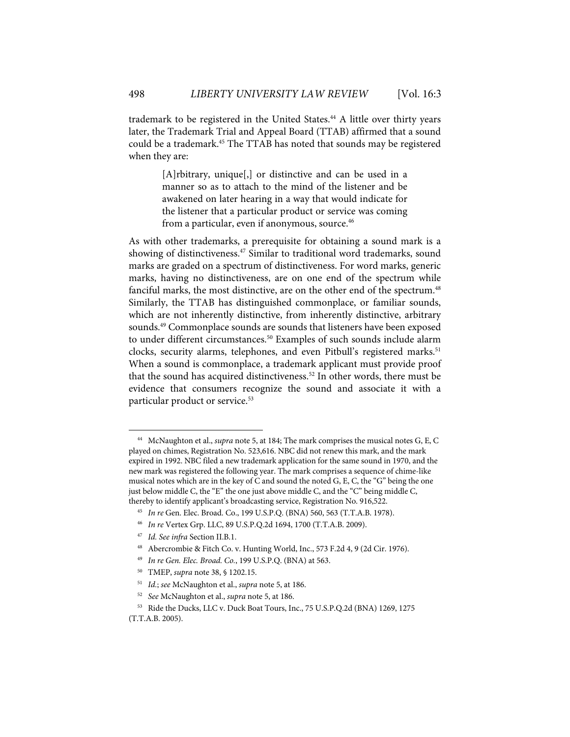trademark to be registered in the United States.[44] A little over thirty years later, the Trademark Trial and Appeal Board (TTAB) affirmed that a sound could be a trademark.[45] The TTAB has noted that sounds may be registered when they are:

> [A]rbitrary, unique[,] or distinctive and can be used in a manner so as to attach to the mind of the listener and be awakened on later hearing in a way that would indicate for the listener that a particular product or service was coming from a particular, even if anonymous, source.[46]

As with other trademarks, a prerequisite for obtaining a sound mark is a showing of distinctiveness.[47] Similar to traditional word trademarks, sound marks are graded on a spectrum of distinctiveness. For word marks, generic marks, having no distinctiveness, are on one end of the spectrum while fanciful marks, the most distinctive, are on the other end of the spectrum.[48] Similarly, the TTAB has distinguished commonplace, or familiar sounds, which are not inherently distinctive, from inherently distinctive, arbitrary sounds.[49] Commonplace sounds are sounds that listeners have been exposed to under different circumstances.[50] Examples of such sounds include alarm clocks, security alarms, telephones, and even Pitbull's registered marks.[51] When a sound is commonplace, a trademark applicant must provide proof that the sound has acquired distinctiveness.[52] In other words, there must be evidence that consumers recognize the sound and associate it with a particular product or service.[53]

---

[44] McNaughton et al., *supra* note 5, at 184; The mark comprises the musical notes G, E, C played on chimes, Registration No. 523,616. NBC did not renew this mark, and the mark expired in 1992. NBC filed a new trademark application for the same sound in 1970, and the new mark was registered the following year. The mark comprises a sequence of chime-like musical notes which are in the key of C and sound the noted G, E, C, the "G" being the one just below middle C, the "E" the one just above middle C, and the "C" being middle C, thereby to identify applicant's broadcasting service, Registration No. 916,522.

[45] *In re* Gen. Elec. Broad. Co., 199 U.S.P.Q. (BNA) 560, 563 (T.T.A.B. 1978).

[46] *In re* Vertex Grp. LLC, 89 U.S.P.Q.2d 1694, 1700 (T.T.A.B. 2009).

[47] *Id. See infra* Section II.B.1.

[48] Abercrombie & Fitch Co. v. Hunting World, Inc., 573 F.2d 4, 9 (2d Cir. 1976).

[49] *In re Gen. Elec. Broad. Co.*, 199 U.S.P.Q. (BNA) at 563.

[50] TMEP, *supra* note 38, § 1202.15.

[51] *Id.*; *see* McNaughton et al., *supra* note 5, at 186.

[52] *See* McNaughton et al., *supra* note 5, at 186.

[53] Ride the Ducks, LLC v. Duck Boat Tours, Inc., 75 U.S.P.Q.2d (BNA) 1269, 1275 (T.T.A.B. 2005).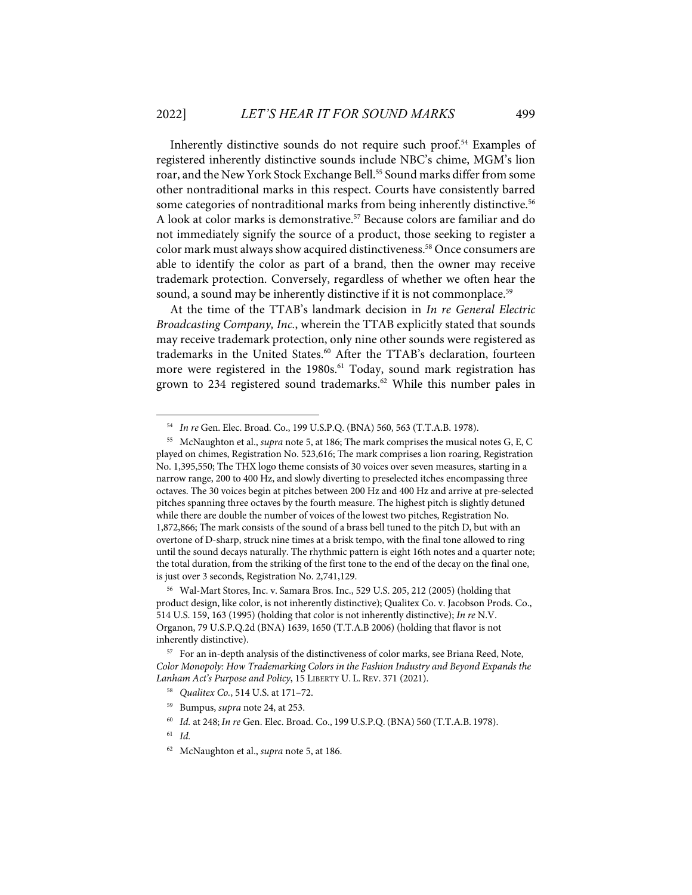Inherently distinctive sounds do not require such proof.[54] Examples of registered inherently distinctive sounds include NBC's chime, MGM's lion roar, and the New York Stock Exchange Bell.[55] Sound marks differ from some other nontraditional marks in this respect. Courts have consistently barred some categories of nontraditional marks from being inherently distinctive.[56] A look at color marks is demonstrative.[57] Because colors are familiar and do not immediately signify the source of a product, those seeking to register a color mark must always show acquired distinctiveness.[58] Once consumers are able to identify the color as part of a brand, then the owner may receive trademark protection. Conversely, regardless of whether we often hear the sound, a sound may be inherently distinctive if it is not commonplace.[59]

At the time of the TTAB's landmark decision in *In re General Electric Broadcasting Company, Inc.*, wherein the TTAB explicitly stated that sounds may receive trademark protection, only nine other sounds were registered as trademarks in the United States.[60] After the TTAB's declaration, fourteen more were registered in the 1980s.[61] Today, sound mark registration has grown to 234 registered sound trademarks.[62] While this number pales in

---

[54] *In re* Gen. Elec. Broad. Co., 199 U.S.P.Q. (BNA) 560, 563 (T.T.A.B. 1978).

[55] McNaughton et al., *supra* note 5, at 186; The mark comprises the musical notes G, E, C played on chimes, Registration No. 523,616; The mark comprises a lion roaring, Registration No. 1,395,550; The THX logo theme consists of 30 voices over seven measures, starting in a narrow range, 200 to 400 Hz, and slowly diverting to preselected itches encompassing three octaves. The 30 voices begin at pitches between 200 Hz and 400 Hz and arrive at pre-selected pitches spanning three octaves by the fourth measure. The highest pitch is slightly detuned while there are double the number of voices of the lowest two pitches, Registration No. 1,872,866; The mark consists of the sound of a brass bell tuned to the pitch D, but with an overtone of D-sharp, struck nine times at a brisk tempo, with the final tone allowed to ring until the sound decays naturally. The rhythmic pattern is eight 16th notes and a quarter note; the total duration, from the striking of the first tone to the end of the decay on the final one, is just over 3 seconds, Registration No. 2,741,129.

[56] Wal-Mart Stores, Inc. v. Samara Bros. Inc., 529 U.S. 205, 212 (2005) (holding that product design, like color, is not inherently distinctive); Qualitex Co. v. Jacobson Prods. Co., 514 U.S. 159, 163 (1995) (holding that color is not inherently distinctive); *In re* N.V. Organon, 79 U.S.P.Q.2d (BNA) 1639, 1650 (T.T.A.B 2006) (holding that flavor is not inherently distinctive).

[57] For an in-depth analysis of the distinctiveness of color marks, see Briana Reed, Note, *Color Monopoly: How Trademarking Colors in the Fashion Industry and Beyond Expands the Lanham Act's Purpose and Policy*, 15 LIBERTY U. L. REV. 371 (2021).

[58] *Qualitex Co.*, 514 U.S. at 171–72.

[59] Bumpus, *supra* note 24, at 253.

[60] *Id.* at 248; *In re* Gen. Elec. Broad. Co., 199 U.S.P.Q. (BNA) 560 (T.T.A.B. 1978).

[61] *Id.*

[62] McNaughton et al., *supra* note 5, at 186.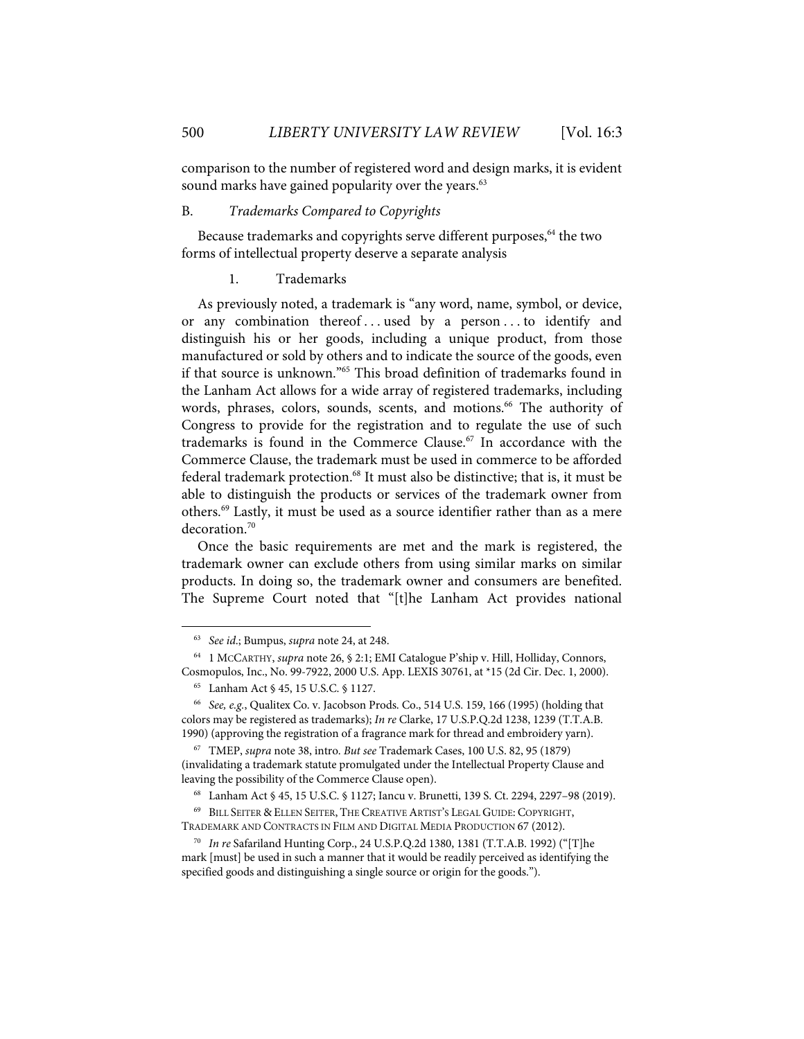comparison to the number of registered word and design marks, it is evident sound marks have gained popularity over the years.[63]

### B. *Trademarks Compared to Copyrights*

Because trademarks and copyrights serve different purposes,[64] the two forms of intellectual property deserve a separate analysis

#### 1. Trademarks

As previously noted, a trademark is "any word, name, symbol, or device, or any combination thereof . . . used by a person . . . to identify and distinguish his or her goods, including a unique product, from those manufactured or sold by others and to indicate the source of the goods, even if that source is unknown."[65] This broad definition of trademarks found in the Lanham Act allows for a wide array of registered trademarks, including words, phrases, colors, sounds, scents, and motions.[66] The authority of Congress to provide for the registration and to regulate the use of such trademarks is found in the Commerce Clause.[67] In accordance with the Commerce Clause, the trademark must be used in commerce to be afforded federal trademark protection.[68] It must also be distinctive; that is, it must be able to distinguish the products or services of the trademark owner from others.[69] Lastly, it must be used as a source identifier rather than as a mere decoration.[70]

Once the basic requirements are met and the mark is registered, the trademark owner can exclude others from using similar marks on similar products. In doing so, the trademark owner and consumers are benefited. The Supreme Court noted that "[t]he Lanham Act provides national

---

63. *See id.*; Bumpus, *supra* note 24, at 248.

64. 1 MCCARTHY, *supra* note 26, § 2:1; EMI Catalogue P'ship v. Hill, Holliday, Connors, Cosmopulos, Inc., No. 99-7922, 2000 U.S. App. LEXIS 30761, at *15 (2d Cir. Dec. 1, 2000).

65. Lanham Act § 45, 15 U.S.C. § 1127.

66. *See, e.g.*, Qualitex Co. v. Jacobson Prods. Co., 514 U.S. 159, 166 (1995) (holding that colors may be registered as trademarks); *In re* Clarke, 17 U.S.P.Q.2d 1238, 1239 (T.T.A.B. 1990) (approving the registration of a fragrance mark for thread and embroidery yarn).

67. TMEP, *supra* note 38, intro. *But see* Trademark Cases, 100 U.S. 82, 95 (1879) (invalidating a trademark statute promulgated under the Intellectual Property Clause and leaving the possibility of the Commerce Clause open).

68. Lanham Act § 45, 15 U.S.C. § 1127; Iancu v. Brunetti, 139 S. Ct. 2294, 2297–98 (2019).

69. BILL SEITER & ELLEN SEITER, THE CREATIVE ARTIST'S LEGAL GUIDE: COPYRIGHT, TRADEMARK AND CONTRACTS IN FILM AND DIGITAL MEDIA PRODUCTION 67 (2012).

70. *In re* Safariland Hunting Corp., 24 U.S.P.Q.2d 1380, 1381 (T.T.A.B. 1992) ("[T]he mark [must] be used in such a manner that it would be readily perceived as identifying the specified goods and distinguishing a single source or origin for the goods.").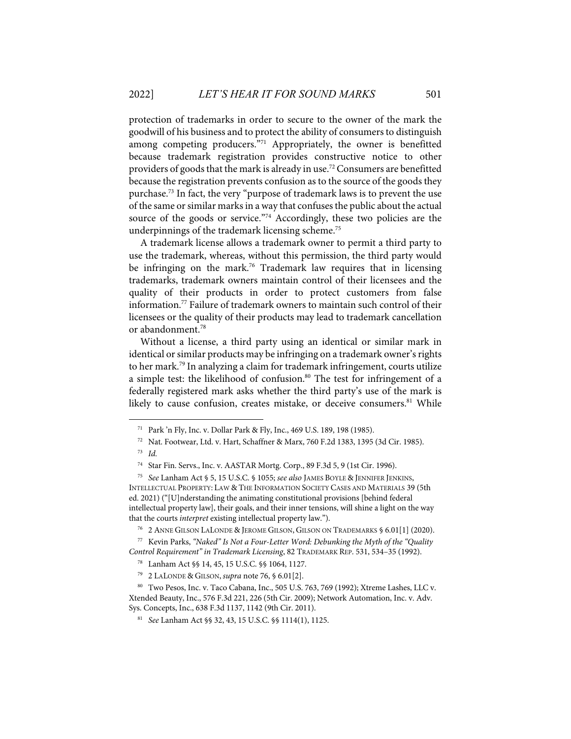protection of trademarks in order to secure to the owner of the mark the goodwill of his business and to protect the ability of consumers to distinguish among competing producers."[71] Appropriately, the owner is benefitted because trademark registration provides constructive notice to other providers of goods that the mark is already in use.[72] Consumers are benefitted because the registration prevents confusion as to the source of the goods they purchase.[73] In fact, the very "purpose of trademark laws is to prevent the use of the same or similar marks in a way that confuses the public about the actual source of the goods or service."[74] Accordingly, these two policies are the underpinnings of the trademark licensing scheme.[75]

A trademark license allows a trademark owner to permit a third party to use the trademark, whereas, without this permission, the third party would be infringing on the mark.[76] Trademark law requires that in licensing trademarks, trademark owners maintain control of their licensees and the quality of their products in order to protect customers from false information.[77] Failure of trademark owners to maintain such control of their licensees or the quality of their products may lead to trademark cancellation or abandonment.[78]

Without a license, a third party using an identical or similar mark in identical or similar products may be infringing on a trademark owner's rights to her mark.[79] In analyzing a claim for trademark infringement, courts utilize a simple test: the likelihood of confusion.[80] The test for infringement of a federally registered mark asks whether the third party's use of the mark is likely to cause confusion, creates mistake, or deceive consumers.[81] While

---

[71] Park 'n Fly, Inc. v. Dollar Park & Fly, Inc., 469 U.S. 189, 198 (1985).

[72] Nat. Footwear, Ltd. v. Hart, Schaffner & Marx, 760 F.2d 1383, 1395 (3d Cir. 1985).

[73] *Id.*

[74] Star Fin. Servs., Inc. v. AASTAR Mortg. Corp., 89 F.3d 5, 9 (1st Cir. 1996).

[75] *See* Lanham Act § 5, 15 U.S.C. § 1055; *see also* JAMES BOYLE & JENNIFER JENKINS, INTELLECTUAL PROPERTY: LAW & THE INFORMATION SOCIETY CASES AND MATERIALS 39 (5th ed. 2021) ("[U]nderstanding the animating constitutional provisions [behind federal intellectual property law], their goals, and their inner tensions, will shine a light on the way that the courts *interpret* existing intellectual property law.").

[76] 2 ANNE GILSON LALONDE & JEROME GILSON, GILSON ON TRADEMARKS § 6.01[1] (2020).

[77] Kevin Parks, *"Naked" Is Not a Four-Letter Word: Debunking the Myth of the "Quality Control Requirement" in Trademark Licensing*, 82 TRADEMARK REP. 531, 534–35 (1992).

[78] Lanham Act §§ 14, 45, 15 U.S.C. §§ 1064, 1127.

[79] 2 LALONDE & GILSON, *supra* note 76, § 6.01[2].

[80] Two Pesos, Inc. v. Taco Cabana, Inc., 505 U.S. 763, 769 (1992); Xtreme Lashes, LLC v. Xtended Beauty, Inc., 576 F.3d 221, 226 (5th Cir. 2009); Network Automation, Inc. v. Adv. Sys. Concepts, Inc., 638 F.3d 1137, 1142 (9th Cir. 2011).

[81] *See* Lanham Act §§ 32, 43, 15 U.S.C. §§ 1114(1), 1125.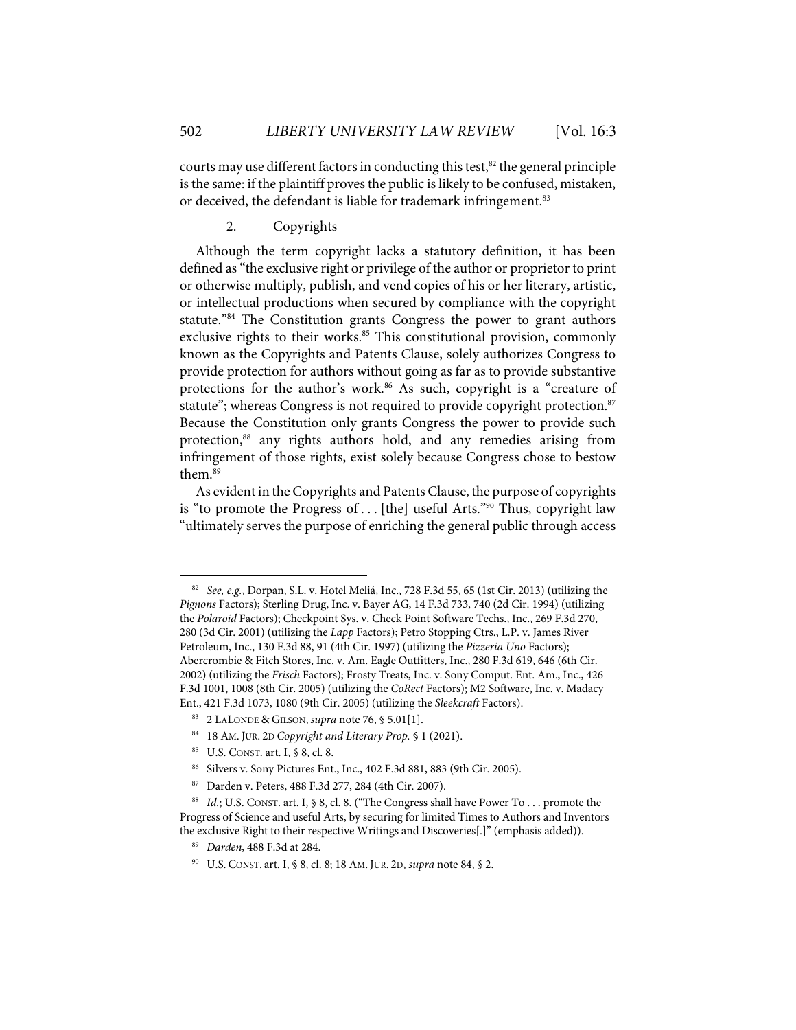courts may use different factors in conducting this test,[82] the general principle is the same: if the plaintiff proves the public is likely to be confused, mistaken, or deceived, the defendant is liable for trademark infringement.[83]

### 2. Copyrights

Although the term copyright lacks a statutory definition, it has been defined as "the exclusive right or privilege of the author or proprietor to print or otherwise multiply, publish, and vend copies of his or her literary, artistic, or intellectual productions when secured by compliance with the copyright statute."[84] The Constitution grants Congress the power to grant authors exclusive rights to their works.[85] This constitutional provision, commonly known as the Copyrights and Patents Clause, solely authorizes Congress to provide protection for authors without going as far as to provide substantive protections for the author's work.[86] As such, copyright is a "creature of statute"; whereas Congress is not required to provide copyright protection.[87] Because the Constitution only grants Congress the power to provide such protection,[88] any rights authors hold, and any remedies arising from infringement of those rights, exist solely because Congress chose to bestow them.[89]

As evident in the Copyrights and Patents Clause, the purpose of copyrights is "to promote the Progress of . . . [the] useful Arts."[90] Thus, copyright law "ultimately serves the purpose of enriching the general public through access

---

[82] *See, e.g.*, Dorpan, S.L. v. Hotel Meliá, Inc., 728 F.3d 55, 65 (1st Cir. 2013) (utilizing the *Pignons* Factors); Sterling Drug, Inc. v. Bayer AG, 14 F.3d 733, 740 (2d Cir. 1994) (utilizing the *Polaroid* Factors); Checkpoint Sys. v. Check Point Software Techs., Inc., 269 F.3d 270, 280 (3d Cir. 2001) (utilizing the *Lapp* Factors); Petro Stopping Ctrs., L.P. v. James River Petroleum, Inc., 130 F.3d 88, 91 (4th Cir. 1997) (utilizing the *Pizzeria Uno* Factors); Abercrombie & Fitch Stores, Inc. v. Am. Eagle Outfitters, Inc., 280 F.3d 619, 646 (6th Cir. 2002) (utilizing the *Frisch* Factors); Frosty Treats, Inc. v. Sony Comput. Ent. Am., Inc., 426 F.3d 1001, 1008 (8th Cir. 2005) (utilizing the *CoRect* Factors); M2 Software, Inc. v. Madacy Ent., 421 F.3d 1073, 1080 (9th Cir. 2005) (utilizing the *Sleekcraft* Factors).

[83] 2 LALONDE & GILSON, *supra* note 76, § 5.01[1].

[84] 18 AM. JUR. 2D *Copyright and Literary Prop.* § 1 (2021).

[85] U.S. CONST. art. I, § 8, cl. 8.

[86] Silvers v. Sony Pictures Ent., Inc., 402 F.3d 881, 883 (9th Cir. 2005).

[87] Darden v. Peters, 488 F.3d 277, 284 (4th Cir. 2007).

[88] *Id.*; U.S. CONST. art. I, § 8, cl. 8. ("The Congress shall have Power To . . . promote the Progress of Science and useful Arts, by securing for limited Times to Authors and Inventors the exclusive Right to their respective Writings and Discoveries[.]" (emphasis added)).

[89] *Darden*, 488 F.3d at 284.

[90] U.S. CONST. art. I, § 8, cl. 8; 18 AM. JUR. 2D, *supra* note 84, § 2.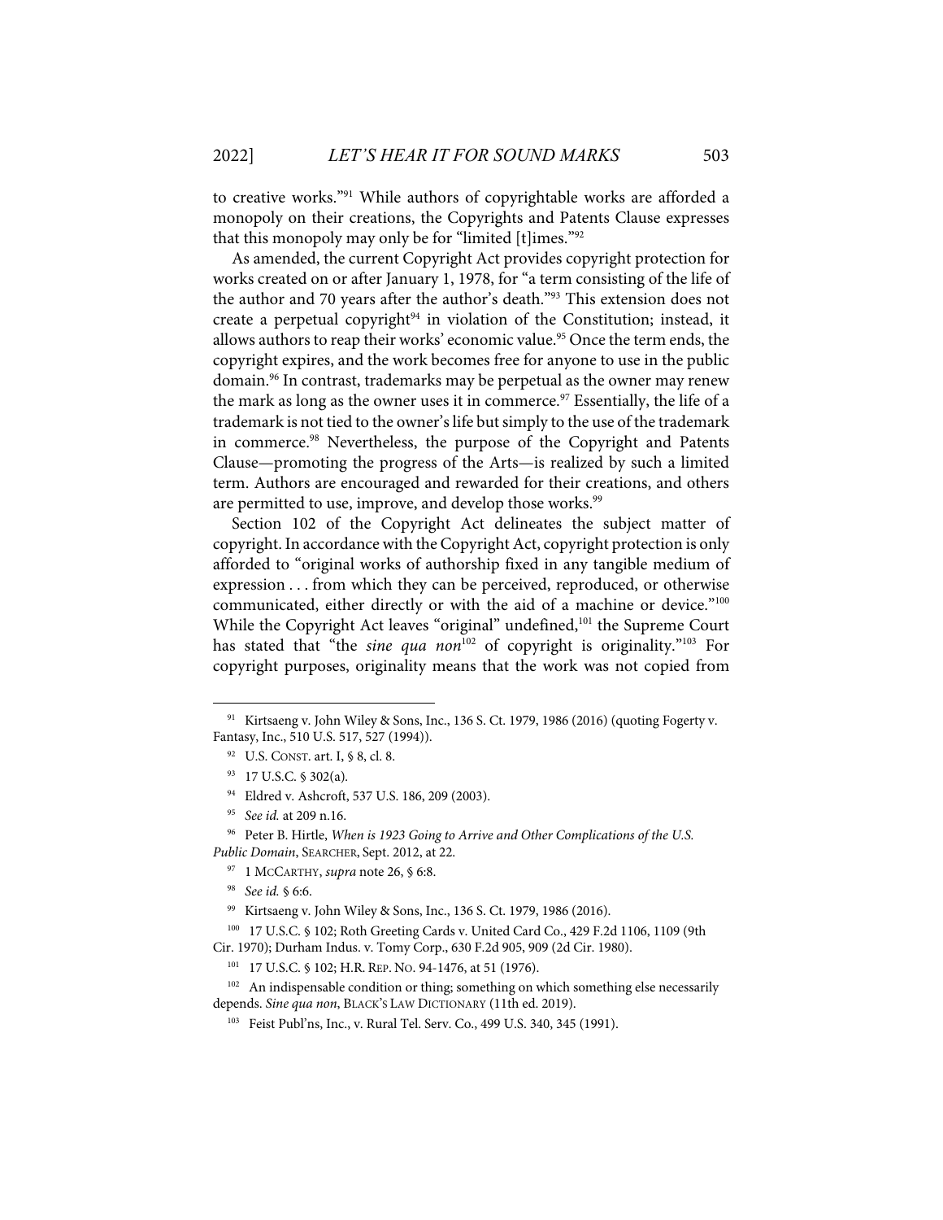to creative works."[91] While authors of copyrightable works are afforded a monopoly on their creations, the Copyrights and Patents Clause expresses that this monopoly may only be for "limited [t]imes."[92]

As amended, the current Copyright Act provides copyright protection for works created on or after January 1, 1978, for "a term consisting of the life of the author and 70 years after the author's death."[93] This extension does not create a perpetual copyright[94] in violation of the Constitution; instead, it allows authors to reap their works' economic value.[95] Once the term ends, the copyright expires, and the work becomes free for anyone to use in the public domain.[96] In contrast, trademarks may be perpetual as the owner may renew the mark as long as the owner uses it in commerce.[97] Essentially, the life of a trademark is not tied to the owner's life but simply to the use of the trademark in commerce.[98] Nevertheless, the purpose of the Copyright and Patents Clause—promoting the progress of the Arts—is realized by such a limited term. Authors are encouraged and rewarded for their creations, and others are permitted to use, improve, and develop those works.[99]

Section 102 of the Copyright Act delineates the subject matter of copyright. In accordance with the Copyright Act, copyright protection is only afforded to "original works of authorship fixed in any tangible medium of expression . . . from which they can be perceived, reproduced, or otherwise communicated, either directly or with the aid of a machine or device."[100] While the Copyright Act leaves "original" undefined,[101] the Supreme Court has stated that "the *sine qua non*[102] of copyright is originality."[103] For copyright purposes, originality means that the work was not copied from

---

[91] Kirtsaeng v. John Wiley & Sons, Inc., 136 S. Ct. 1979, 1986 (2016) (quoting Fogerty v. Fantasy, Inc., 510 U.S. 517, 527 (1994)).

[92] U.S. CONST. art. I, § 8, cl. 8.

[93] 17 U.S.C. § 302(a).

[94] Eldred v. Ashcroft, 537 U.S. 186, 209 (2003).

[95] *See id.* at 209 n.16.

[96] Peter B. Hirtle, *When is 1923 Going to Arrive and Other Complications of the U.S. Public Domain*, SEARCHER, Sept. 2012, at 22.

[97] 1 MCCARTHY, *supra* note 26, § 6:8.

[98] *See id.* § 6:6.

[99] Kirtsaeng v. John Wiley & Sons, Inc., 136 S. Ct. 1979, 1986 (2016).

[100] 17 U.S.C. § 102; Roth Greeting Cards v. United Card Co., 429 F.2d 1106, 1109 (9th Cir. 1970); Durham Indus. v. Tomy Corp., 630 F.2d 905, 909 (2d Cir. 1980).

[101] 17 U.S.C. § 102; H.R. REP. NO. 94-1476, at 51 (1976).

[102] An indispensable condition or thing; something on which something else necessarily depends. *Sine qua non*, BLACK'S LAW DICTIONARY (11th ed. 2019).

[103] Feist Publ'ns, Inc., v. Rural Tel. Serv. Co., 499 U.S. 340, 345 (1991).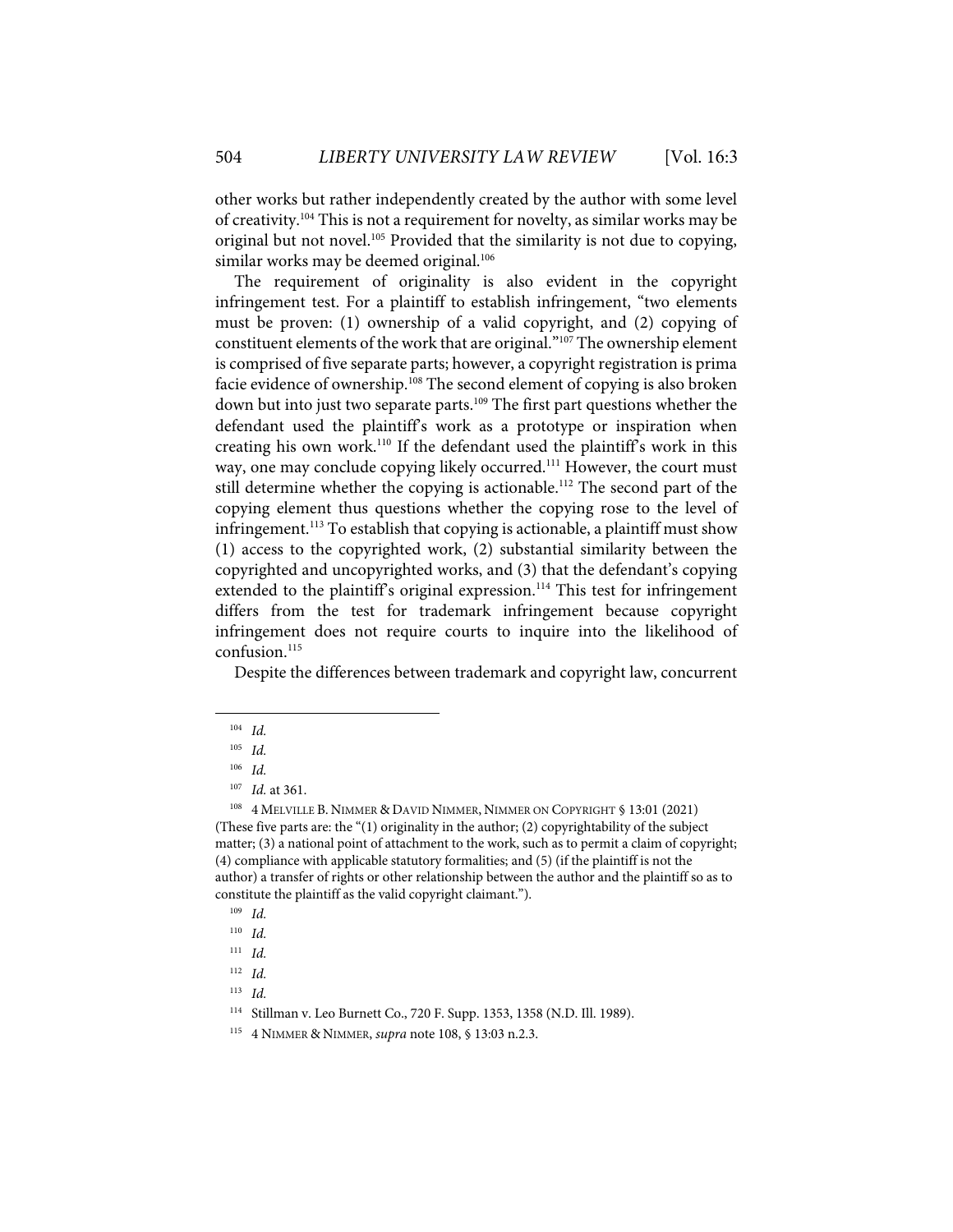other works but rather independently created by the author with some level of creativity.[104] This is not a requirement for novelty, as similar works may be original but not novel.[105] Provided that the similarity is not due to copying, similar works may be deemed original.[106]

The requirement of originality is also evident in the copyright infringement test. For a plaintiff to establish infringement, "two elements must be proven: (1) ownership of a valid copyright, and (2) copying of constituent elements of the work that are original."[107] The ownership element is comprised of five separate parts; however, a copyright registration is prima facie evidence of ownership.[108] The second element of copying is also broken down but into just two separate parts.[109] The first part questions whether the defendant used the plaintiff's work as a prototype or inspiration when creating his own work.[110] If the defendant used the plaintiff's work in this way, one may conclude copying likely occurred.[111] However, the court must still determine whether the copying is actionable.[112] The second part of the copying element thus questions whether the copying rose to the level of infringement.[113] To establish that copying is actionable, a plaintiff must show (1) access to the copyrighted work, (2) substantial similarity between the copyrighted and uncopyrighted works, and (3) that the defendant's copying extended to the plaintiff's original expression.[114] This test for infringement differs from the test for trademark infringement because copyright infringement does not require courts to inquire into the likelihood of confusion.[115]

Despite the differences between trademark and copyright law, concurrent

---

[104] *Id.*

[105] *Id.*

[106] *Id.*

[107] *Id.* at 361.

[108] 4 MELVILLE B. NIMMER & DAVID NIMMER, NIMMER ON COPYRIGHT § 13:01 (2021) (These five parts are: the "(1) originality in the author; (2) copyrightability of the subject matter; (3) a national point of attachment to the work, such as to permit a claim of copyright; (4) compliance with applicable statutory formalities; and (5) (if the plaintiff is not the author) a transfer of rights or other relationship between the author and the plaintiff so as to constitute the plaintiff as the valid copyright claimant.").

[109] *Id.*

[110] *Id.*

[111] *Id.*

[112] *Id.*

[113] *Id.*

[114] Stillman v. Leo Burnett Co., 720 F. Supp. 1353, 1358 (N.D. Ill. 1989).

[115] 4 NIMMER & NIMMER, *supra* note 108, § 13:03 n.2.3.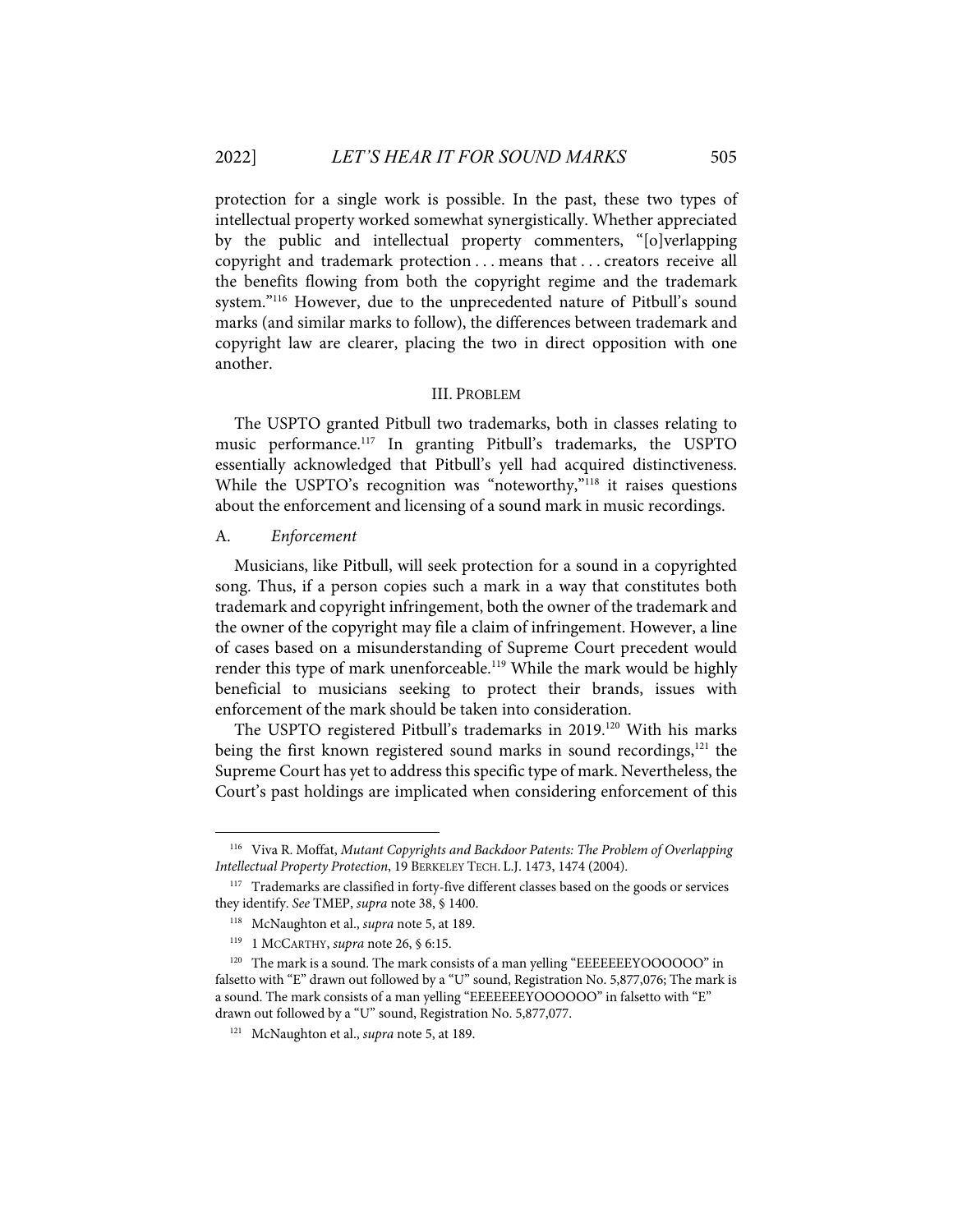protection for a single work is possible. In the past, these two types of intellectual property worked somewhat synergistically. Whether appreciated by the public and intellectual property commenters, "[o]verlapping copyright and trademark protection . . . means that . . . creators receive all the benefits flowing from both the copyright regime and the trademark system."[116] However, due to the unprecedented nature of Pitbull's sound marks (and similar marks to follow), the differences between trademark and copyright law are clearer, placing the two in direct opposition with one another.

## III. Problem

The USPTO granted Pitbull two trademarks, both in classes relating to music performance.[117] In granting Pitbull's trademarks, the USPTO essentially acknowledged that Pitbull's yell had acquired distinctiveness. While the USPTO's recognition was "noteworthy,"[118] it raises questions about the enforcement and licensing of a sound mark in music recordings.

### A. *Enforcement*

Musicians, like Pitbull, will seek protection for a sound in a copyrighted song. Thus, if a person copies such a mark in a way that constitutes both trademark and copyright infringement, both the owner of the trademark and the owner of the copyright may file a claim of infringement. However, a line of cases based on a misunderstanding of Supreme Court precedent would render this type of mark unenforceable.[119] While the mark would be highly beneficial to musicians seeking to protect their brands, issues with enforcement of the mark should be taken into consideration.

The USPTO registered Pitbull's trademarks in 2019.[120] With his marks being the first known registered sound marks in sound recordings,[121] the Supreme Court has yet to address this specific type of mark. Nevertheless, the Court's past holdings are implicated when considering enforcement of this

---

[116] Viva R. Moffat, *Mutant Copyrights and Backdoor Patents: The Problem of Overlapping Intellectual Property Protection*, 19 BERKELEY TECH. L.J. 1473, 1474 (2004).

[117] Trademarks are classified in forty-five different classes based on the goods or services they identify. *See* TMEP, *supra* note 38, § 1400.

[118] McNaughton et al., *supra* note 5, at 189.

[119] 1 MCCARTHY, *supra* note 26, § 6:15.

[120] The mark is a sound. The mark consists of a man yelling "EEEEEEEYOOOOOO" in falsetto with "E" drawn out followed by a "U" sound, Registration No. 5,877,076; The mark is a sound. The mark consists of a man yelling "EEEEEEEYOOOOOO" in falsetto with "E" drawn out followed by a "U" sound, Registration No. 5,877,077.

[121] McNaughton et al., *supra* note 5, at 189.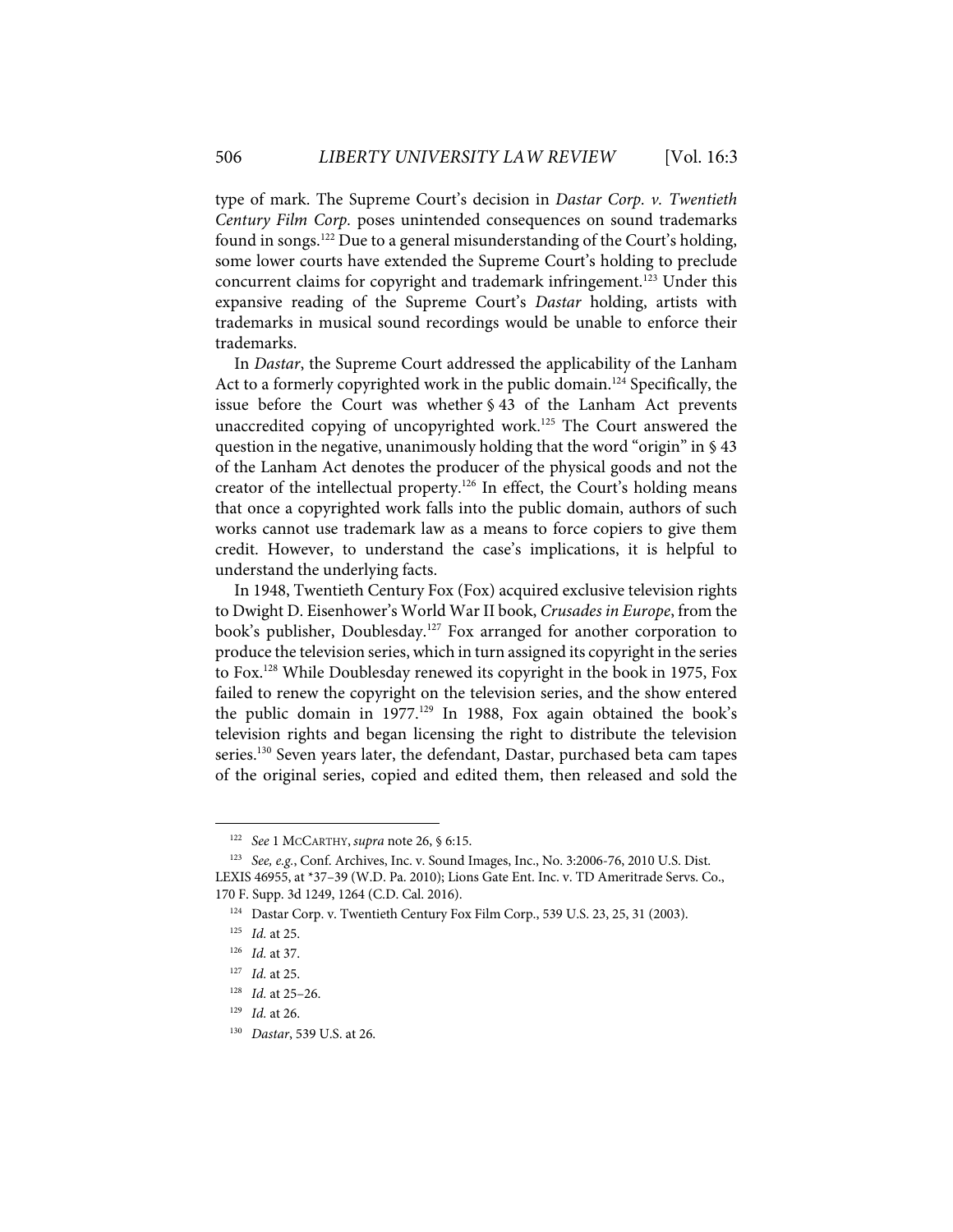type of mark. The Supreme Court's decision in *Dastar Corp. v. Twentieth Century Film Corp.* poses unintended consequences on sound trademarks found in songs.[122] Due to a general misunderstanding of the Court's holding, some lower courts have extended the Supreme Court's holding to preclude concurrent claims for copyright and trademark infringement.[123] Under this expansive reading of the Supreme Court's *Dastar* holding, artists with trademarks in musical sound recordings would be unable to enforce their trademarks.

In *Dastar*, the Supreme Court addressed the applicability of the Lanham Act to a formerly copyrighted work in the public domain.[124] Specifically, the issue before the Court was whether § 43 of the Lanham Act prevents unaccredited copying of uncopyrighted work.[125] The Court answered the question in the negative, unanimously holding that the word "origin" in § 43 of the Lanham Act denotes the producer of the physical goods and not the creator of the intellectual property.[126] In effect, the Court's holding means that once a copyrighted work falls into the public domain, authors of such works cannot use trademark law as a means to force copiers to give them credit. However, to understand the case's implications, it is helpful to understand the underlying facts.

In 1948, Twentieth Century Fox (Fox) acquired exclusive television rights to Dwight D. Eisenhower's World War II book, *Crusades in Europe*, from the book's publisher, Doublesday.[127] Fox arranged for another corporation to produce the television series, which in turn assigned its copyright in the series to Fox.[128] While Doublesday renewed its copyright in the book in 1975, Fox failed to renew the copyright on the television series, and the show entered the public domain in 1977.[129] In 1988, Fox again obtained the book's television rights and began licensing the right to distribute the television series.[130] Seven years later, the defendant, Dastar, purchased beta cam tapes of the original series, copied and edited them, then released and sold the

---

[122] *See* 1 MCCARTHY, *supra* note 26, § 6:15.

[123] *See, e.g.*, Conf. Archives, Inc. v. Sound Images, Inc., No. 3:2006-76, 2010 U.S. Dist. LEXIS 46955, at *37–39 (W.D. Pa. 2010); Lions Gate Ent. Inc. v. TD Ameritrade Servs. Co., 170 F. Supp. 3d 1249, 1264 (C.D. Cal. 2016).

[124] Dastar Corp. v. Twentieth Century Fox Film Corp., 539 U.S. 23, 25, 31 (2003).

[125] *Id.* at 25.

[126] *Id.* at 37.

[127] *Id.* at 25.

[128] *Id.* at 25–26.

[129] *Id.* at 26.

[130] *Dastar*, 539 U.S. at 26.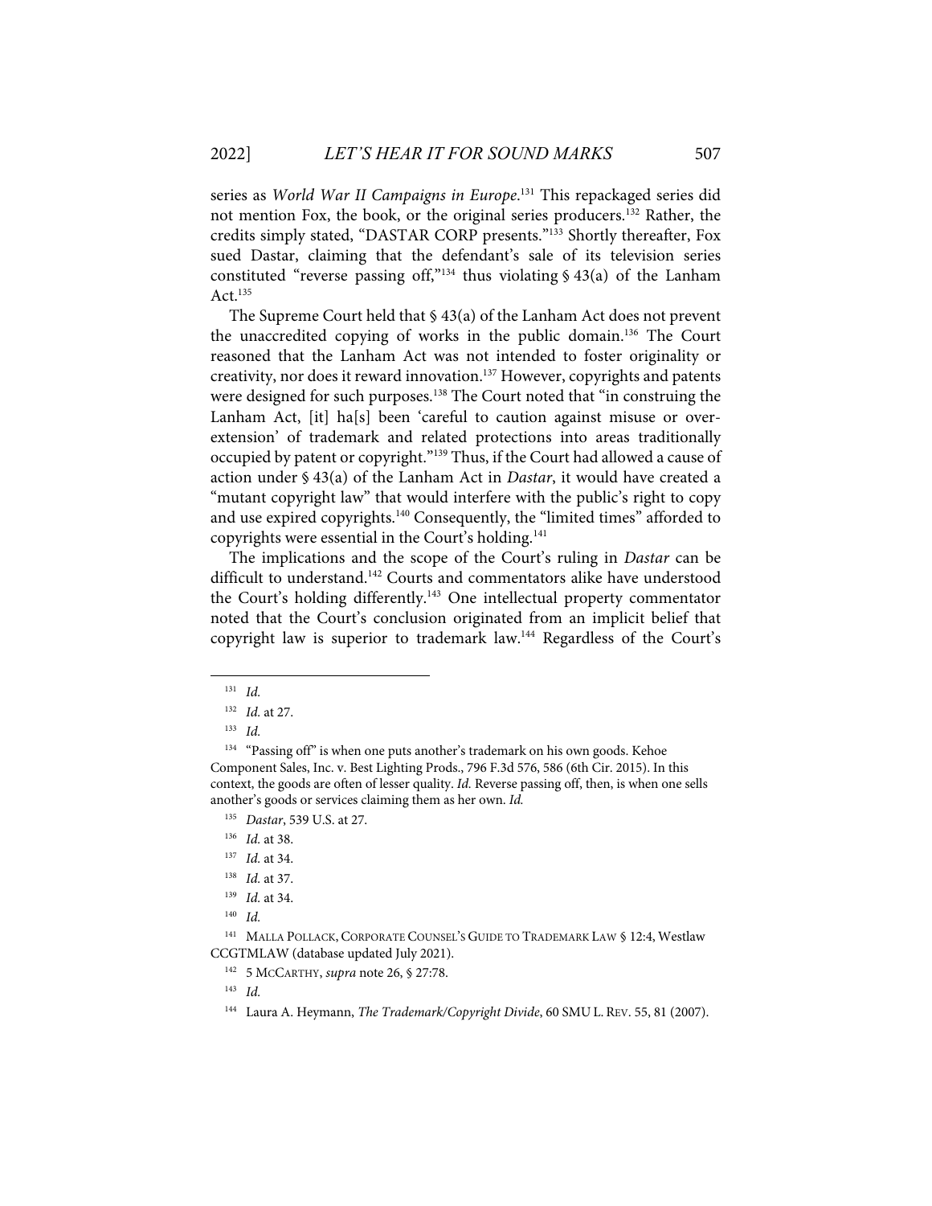series as *World War II Campaigns in Europe*.[131] This repackaged series did not mention Fox, the book, or the original series producers.[132] Rather, the credits simply stated, "DASTAR CORP presents."[133] Shortly thereafter, Fox sued Dastar, claiming that the defendant's sale of its television series constituted "reverse passing off,"[134] thus violating § 43(a) of the Lanham Act.[135]

The Supreme Court held that § 43(a) of the Lanham Act does not prevent the unaccredited copying of works in the public domain.[136] The Court reasoned that the Lanham Act was not intended to foster originality or creativity, nor does it reward innovation.[137] However, copyrights and patents were designed for such purposes.[138] The Court noted that "in construing the Lanham Act, [it] ha[s] been 'careful to caution against misuse or over-extension' of trademark and related protections into areas traditionally occupied by patent or copyright."[139] Thus, if the Court had allowed a cause of action under § 43(a) of the Lanham Act in *Dastar*, it would have created a "mutant copyright law" that would interfere with the public's right to copy and use expired copyrights.[140] Consequently, the "limited times" afforded to copyrights were essential in the Court's holding.[141]

The implications and the scope of the Court's ruling in *Dastar* can be difficult to understand.[142] Courts and commentators alike have understood the Court's holding differently.[143] One intellectual property commentator noted that the Court's conclusion originated from an implicit belief that copyright law is superior to trademark law.[144] Regardless of the Court's

---

[131] *Id.*

[132] *Id.* at 27.

[133] *Id.*

[134] "Passing off" is when one puts another's trademark on his own goods. Kehoe Component Sales, Inc. v. Best Lighting Prods., 796 F.3d 576, 586 (6th Cir. 2015). In this context, the goods are often of lesser quality. *Id.* Reverse passing off, then, is when one sells another's goods or services claiming them as her own. *Id.*

[135] *Dastar*, 539 U.S. at 27.

[136] *Id.* at 38.

[137] *Id.* at 34.

[138] *Id.* at 37.

[139] *Id.* at 34.

[140] *Id.*

[141] MALLA POLLACK, CORPORATE COUNSEL'S GUIDE TO TRADEMARK LAW § 12:4, Westlaw CCGTMLAW (database updated July 2021).

[142] 5 MCCARTHY, *supra* note 26, § 27:78.

[143] *Id.*

[144] Laura A. Heymann, *The Trademark/Copyright Divide*, 60 SMU L. REV. 55, 81 (2007).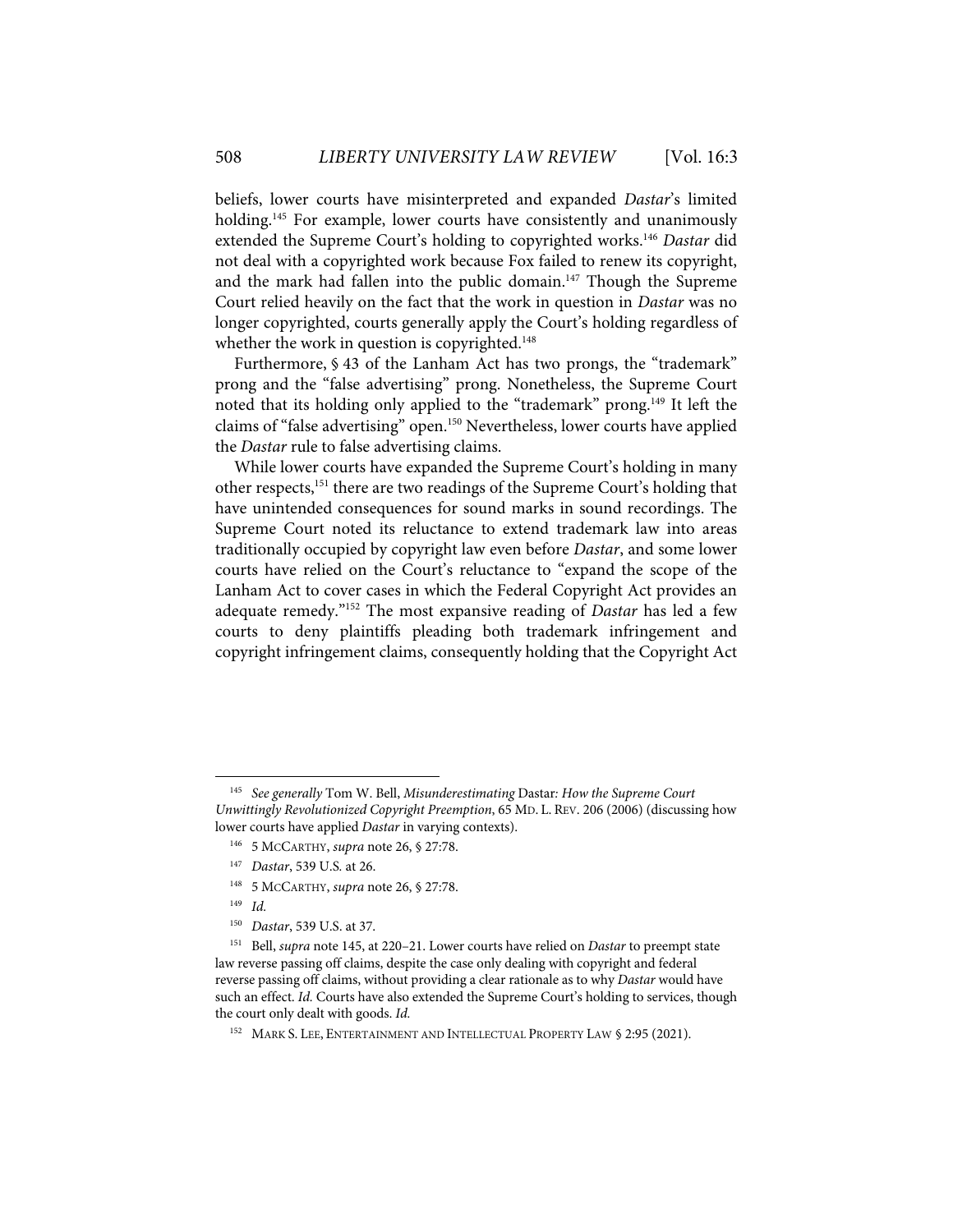beliefs, lower courts have misinterpreted and expanded *Dastar*'s limited holding.[145] For example, lower courts have consistently and unanimously extended the Supreme Court's holding to copyrighted works.[146] *Dastar* did not deal with a copyrighted work because Fox failed to renew its copyright, and the mark had fallen into the public domain.[147] Though the Supreme Court relied heavily on the fact that the work in question in *Dastar* was no longer copyrighted, courts generally apply the Court's holding regardless of whether the work in question is copyrighted.[148]

Furthermore, § 43 of the Lanham Act has two prongs, the "trademark" prong and the "false advertising" prong. Nonetheless, the Supreme Court noted that its holding only applied to the "trademark" prong.[149] It left the claims of "false advertising" open.[150] Nevertheless, lower courts have applied the *Dastar* rule to false advertising claims.

While lower courts have expanded the Supreme Court's holding in many other respects,[151] there are two readings of the Supreme Court's holding that have unintended consequences for sound marks in sound recordings. The Supreme Court noted its reluctance to extend trademark law into areas traditionally occupied by copyright law even before *Dastar*, and some lower courts have relied on the Court's reluctance to "expand the scope of the Lanham Act to cover cases in which the Federal Copyright Act provides an adequate remedy."[152] The most expansive reading of *Dastar* has led a few courts to deny plaintiffs pleading both trademark infringement and copyright infringement claims, consequently holding that the Copyright Act

---

[145] *See generally* Tom W. Bell, *Misunderestimating* Dastar*: How the Supreme Court Unwittingly Revolutionized Copyright Preemption*, 65 MD. L. REV. 206 (2006) (discussing how lower courts have applied *Dastar* in varying contexts).

[146] 5 MCCARTHY, *supra* note 26, § 27:78.

[147] *Dastar*, 539 U.S. at 26.

[148] 5 MCCARTHY, *supra* note 26, § 27:78.

[149] *Id.*

[150] *Dastar*, 539 U.S. at 37.

[151] Bell, *supra* note 145, at 220–21. Lower courts have relied on *Dastar* to preempt state law reverse passing off claims, despite the case only dealing with copyright and federal reverse passing off claims, without providing a clear rationale as to why *Dastar* would have such an effect. *Id.* Courts have also extended the Supreme Court's holding to services, though the court only dealt with goods. *Id.*

[152] MARK S. LEE, ENTERTAINMENT AND INTELLECTUAL PROPERTY LAW § 2:95 (2021).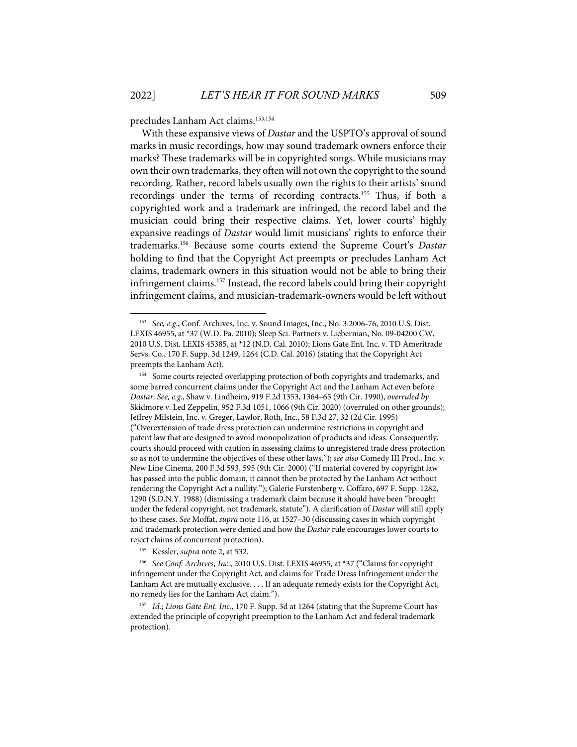precludes Lanham Act claims.[153,154]

With these expansive views of *Dastar* and the USPTO's approval of sound marks in music recordings, how may sound trademark owners enforce their marks? These trademarks will be in copyrighted songs. While musicians may own their own trademarks, they often will not own the copyright to the sound recording. Rather, record labels usually own the rights to their artists' sound recordings under the terms of recording contracts.[155] Thus, if both a copyrighted work and a trademark are infringed, the record label and the musician could bring their respective claims. Yet, lower courts' highly expansive readings of *Dastar* would limit musicians' rights to enforce their trademarks.[156] Because some courts extend the Supreme Court's *Dastar* holding to find that the Copyright Act preempts or precludes Lanham Act claims, trademark owners in this situation would not be able to bring their infringement claims.[157] Instead, the record labels could bring their copyright infringement claims, and musician-trademark-owners would be left without

---

[153] *See, e.g.*, Conf. Archives, Inc. v. Sound Images, Inc., No. 3:2006-76, 2010 U.S. Dist. LEXIS 46955, at *37 (W.D. Pa. 2010); Sleep Sci. Partners v. Lieberman, No. 09-04200 CW, 2010 U.S. Dist. LEXIS 45385, at *12 (N.D. Cal. 2010); Lions Gate Ent. Inc. v. TD Ameritrade Servs. Co., 170 F. Supp. 3d 1249, 1264 (C.D. Cal. 2016) (stating that the Copyright Act preempts the Lanham Act).

[154] Some courts rejected overlapping protection of both copyrights and trademarks, and some barred concurrent claims under the Copyright Act and the Lanham Act even before *Dastar*. *See, e.g.*, Shaw v. Lindheim, 919 F.2d 1353, 1364–65 (9th Cir. 1990), *overruled by* Skidmore v. Led Zeppelin, 952 F.3d 1051, 1066 (9th Cir. 2020) (overruled on other grounds); Jeffrey Milstein, Inc. v. Greger, Lawlor, Roth, Inc., 58 F.3d 27, 32 (2d Cir. 1995) ("Overextension of trade dress protection can undermine restrictions in copyright and patent law that are designed to avoid monopolization of products and ideas. Consequently, courts should proceed with caution in assessing claims to unregistered trade dress protection so as not to undermine the objectives of these other laws."); *see also* Comedy III Prod., Inc. v. New Line Cinema, 200 F.3d 593, 595 (9th Cir. 2000) ("If material covered by copyright law has passed into the public domain, it cannot then be protected by the Lanham Act without rendering the Copyright Act a nullity."); Galerie Furstenberg v. Coffaro, 697 F. Supp. 1282, 1290 (S.D.N.Y. 1988) (dismissing a trademark claim because it should have been "brought under the federal copyright, not trademark, statute"). A clarification of *Dastar* will still apply to these cases. *See* Moffat, *supra* note 116, at 1527–30 (discussing cases in which copyright and trademark protection were denied and how the *Dastar* rule encourages lower courts to reject claims of concurrent protection).

[155] Kessler, *supra* note 2, at 532.

[156] *See Conf. Archives, Inc.*, 2010 U.S. Dist. LEXIS 46955, at *37 ("Claims for copyright infringement under the Copyright Act, and claims for Trade Dress Infringement under the Lanham Act are mutually exclusive. . . . If an adequate remedy exists for the Copyright Act, no remedy lies for the Lanham Act claim.").

[157] *Id.*; *Lions Gate Ent. Inc.*, 170 F. Supp. 3d at 1264 (stating that the Supreme Court has extended the principle of copyright preemption to the Lanham Act and federal trademark protection).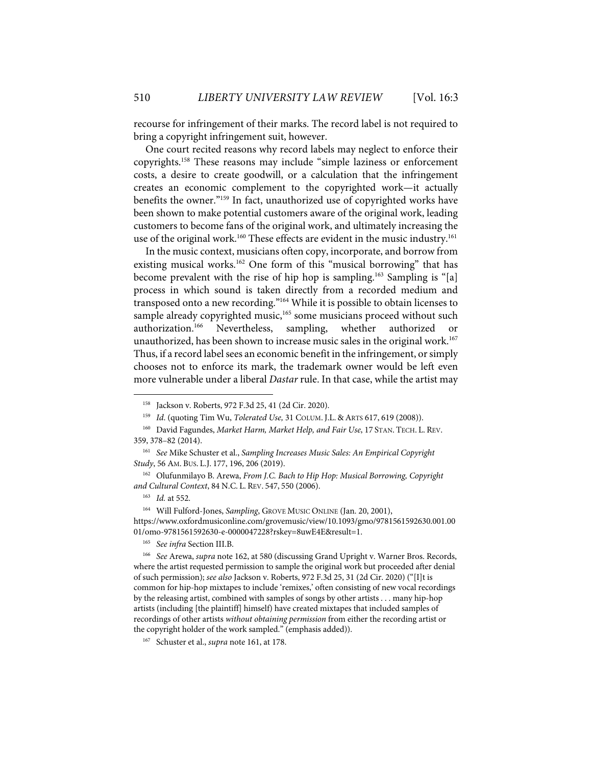recourse for infringement of their marks. The record label is not required to bring a copyright infringement suit, however.

One court recited reasons why record labels may neglect to enforce their copyrights.[158] These reasons may include "simple laziness or enforcement costs, a desire to create goodwill, or a calculation that the infringement creates an economic complement to the copyrighted work—it actually benefits the owner."[159] In fact, unauthorized use of copyrighted works have been shown to make potential customers aware of the original work, leading customers to become fans of the original work, and ultimately increasing the use of the original work.[160] These effects are evident in the music industry.[161]

In the music context, musicians often copy, incorporate, and borrow from existing musical works.[162] One form of this "musical borrowing" that has become prevalent with the rise of hip hop is sampling.[163] Sampling is "[a] process in which sound is taken directly from a recorded medium and transposed onto a new recording."[164] While it is possible to obtain licenses to sample already copyrighted music,[165] some musicians proceed without such authorization.[166] Nevertheless, sampling, whether authorized or unauthorized, has been shown to increase music sales in the original work.[167] Thus, if a record label sees an economic benefit in the infringement, or simply chooses not to enforce its mark, the trademark owner would be left even more vulnerable under a liberal *Dastar* rule. In that case, while the artist may

---

[158] Jackson v. Roberts, 972 F.3d 25, 41 (2d Cir. 2020).

[159] *Id*. (quoting Tim Wu, *Tolerated Use,* 31 COLUM. J.L. & ARTS 617, 619 (2008)).

[160] David Fagundes, *Market Harm, Market Help, and Fair Use*, 17 STAN. TECH. L. REV. 359, 378–82 (2014).

[161] *See* Mike Schuster et al., *Sampling Increases Music Sales: An Empirical Copyright Study*, 56 AM. BUS. L.J. 177, 196, 206 (2019).

[162] Olufunmilayo B. Arewa, *From J.C. Bach to Hip Hop: Musical Borrowing, Copyright and Cultural Context*, 84 N.C. L. REV. 547, 550 (2006).

[163] *Id.* at 552.

[164] Will Fulford-Jones, *Sampling*, GROVE MUSIC ONLINE (Jan. 20, 2001), https://www.oxfordmusiconline.com/grovemusic/view/10.1093/gmo/9781561592630.001.0001/omo-9781561592630-e-0000047228?rskey=8uwE4E&result=1.

[165] *See infra* Section III.B.

[166] *See* Arewa, *supra* note 162, at 580 (discussing Grand Upright v. Warner Bros. Records, where the artist requested permission to sample the original work but proceeded after denial of such permission); *see also* Jackson v. Roberts, 972 F.3d 25, 31 (2d Cir. 2020) ("[I]t is common for hip-hop mixtapes to include 'remixes,' often consisting of new vocal recordings by the releasing artist, combined with samples of songs by other artists . . . many hip-hop artists (including [the plaintiff] himself) have created mixtapes that included samples of recordings of other artists *without obtaining permission* from either the recording artist or the copyright holder of the work sampled." (emphasis added)).

[167] Schuster et al., *supra* note 161, at 178.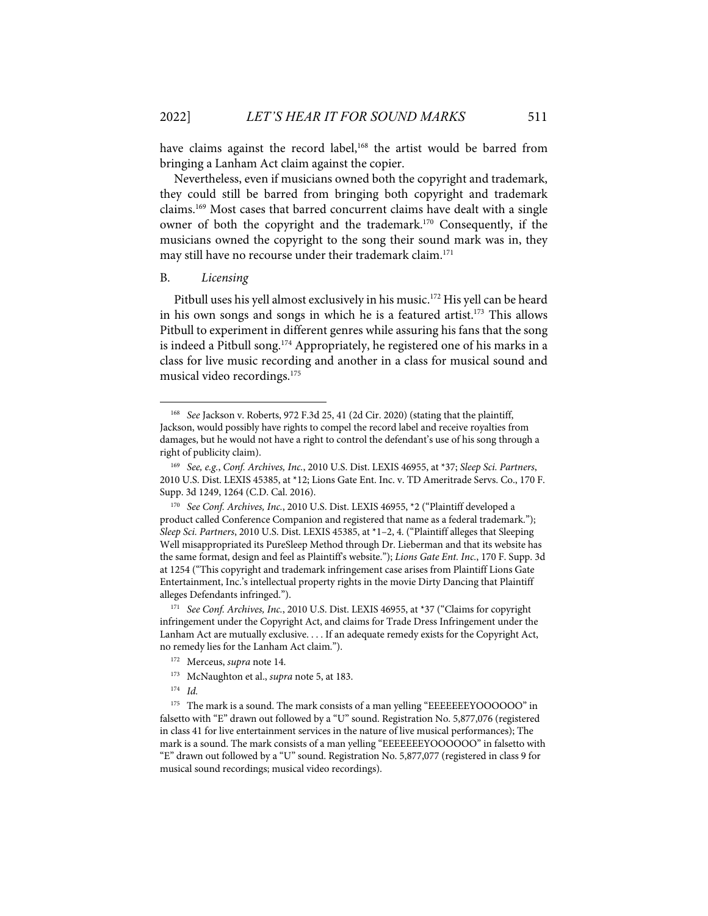have claims against the record label,[168] the artist would be barred from bringing a Lanham Act claim against the copier.

Nevertheless, even if musicians owned both the copyright and trademark, they could still be barred from bringing both copyright and trademark claims.[169] Most cases that barred concurrent claims have dealt with a single owner of both the copyright and the trademark.[170] Consequently, if the musicians owned the copyright to the song their sound mark was in, they may still have no recourse under their trademark claim.[171]

## B. *Licensing*

Pitbull uses his yell almost exclusively in his music.[172] His yell can be heard in his own songs and songs in which he is a featured artist.[173] This allows Pitbull to experiment in different genres while assuring his fans that the song is indeed a Pitbull song.[174] Appropriately, he registered one of his marks in a class for live music recording and another in a class for musical sound and musical video recordings.[175]

---

[168] *See* Jackson v. Roberts, 972 F.3d 25, 41 (2d Cir. 2020) (stating that the plaintiff, Jackson, would possibly have rights to compel the record label and receive royalties from damages, but he would not have a right to control the defendant's use of his song through a right of publicity claim).

[169] *See, e.g.*, *Conf. Archives, Inc.*, 2010 U.S. Dist. LEXIS 46955, at *37; *Sleep Sci. Partners*, 2010 U.S. Dist. LEXIS 45385, at *12; Lions Gate Ent. Inc. v. TD Ameritrade Servs. Co., 170 F. Supp. 3d 1249, 1264 (C.D. Cal. 2016).

[170] *See Conf. Archives, Inc.*, 2010 U.S. Dist. LEXIS 46955, *2 ("Plaintiff developed a product called Conference Companion and registered that name as a federal trademark."); *Sleep Sci. Partners*, 2010 U.S. Dist. LEXIS 45385, at *1–2, 4. ("Plaintiff alleges that Sleeping Well misappropriated its PureSleep Method through Dr. Lieberman and that its website has the same format, design and feel as Plaintiff's website."); *Lions Gate Ent. Inc.*, 170 F. Supp. 3d at 1254 ("This copyright and trademark infringement case arises from Plaintiff Lions Gate Entertainment, Inc.'s intellectual property rights in the movie Dirty Dancing that Plaintiff alleges Defendants infringed.").

[171] *See Conf. Archives, Inc.*, 2010 U.S. Dist. LEXIS 46955, at *37 ("Claims for copyright infringement under the Copyright Act, and claims for Trade Dress Infringement under the Lanham Act are mutually exclusive. . . . If an adequate remedy exists for the Copyright Act, no remedy lies for the Lanham Act claim.").

[172] Merceus, *supra* note 14.

[173] McNaughton et al., *supra* note 5, at 183.

[174] *Id.*

[175] The mark is a sound. The mark consists of a man yelling "EEEEEEEYOOOOOO" in falsetto with "E" drawn out followed by a "U" sound. Registration No. 5,877,076 (registered in class 41 for live entertainment services in the nature of live musical performances); The mark is a sound. The mark consists of a man yelling "EEEEEEEYOOOOOO" in falsetto with "E" drawn out followed by a "U" sound. Registration No. 5,877,077 (registered in class 9 for musical sound recordings; musical video recordings).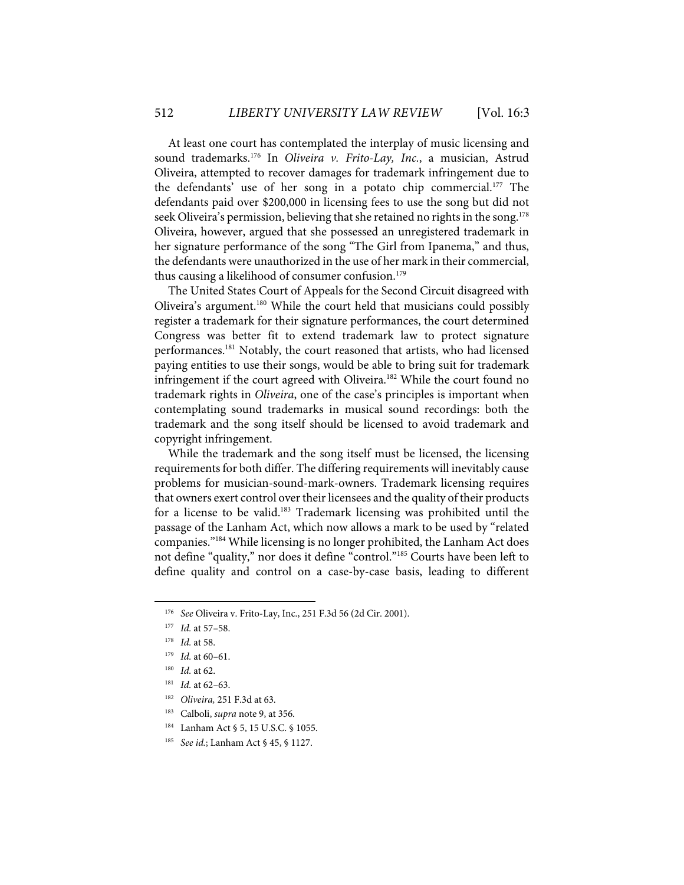At least one court has contemplated the interplay of music licensing and sound trademarks.[176] In *Oliveira v. Frito-Lay, Inc.*, a musician, Astrud Oliveira, attempted to recover damages for trademark infringement due to the defendants' use of her song in a potato chip commercial.[177] The defendants paid over $200,000 in licensing fees to use the song but did not seek Oliveira's permission, believing that she retained no rights in the song.[178] Oliveira, however, argued that she possessed an unregistered trademark in her signature performance of the song "The Girl from Ipanema," and thus, the defendants were unauthorized in the use of her mark in their commercial, thus causing a likelihood of consumer confusion.[179]

The United States Court of Appeals for the Second Circuit disagreed with Oliveira's argument.[180] While the court held that musicians could possibly register a trademark for their signature performances, the court determined Congress was better fit to extend trademark law to protect signature performances.[181] Notably, the court reasoned that artists, who had licensed paying entities to use their songs, would be able to bring suit for trademark infringement if the court agreed with Oliveira.[182] While the court found no trademark rights in *Oliveira*, one of the case's principles is important when contemplating sound trademarks in musical sound recordings: both the trademark and the song itself should be licensed to avoid trademark and copyright infringement.

While the trademark and the song itself must be licensed, the licensing requirements for both differ. The differing requirements will inevitably cause problems for musician-sound-mark-owners. Trademark licensing requires that owners exert control over their licensees and the quality of their products for a license to be valid.[183] Trademark licensing was prohibited until the passage of the Lanham Act, which now allows a mark to be used by "related companies."[184] While licensing is no longer prohibited, the Lanham Act does not define "quality," nor does it define "control."[185] Courts have been left to define quality and control on a case-by-case basis, leading to different

---

[176] *See* Oliveira v. Frito-Lay, Inc., 251 F.3d 56 (2d Cir. 2001).

[177] *Id.* at 57–58.

[178] *Id.* at 58.

[179] *Id.* at 60–61.

[180] *Id.* at 62.

[181] *Id.* at 62–63.

[182] *Oliveira*, 251 F.3d at 63.

[183] Calboli, *supra* note 9, at 356.

[184] Lanham Act § 5, 15 U.S.C. § 1055.

[185] *See id.*; Lanham Act § 45, § 1127.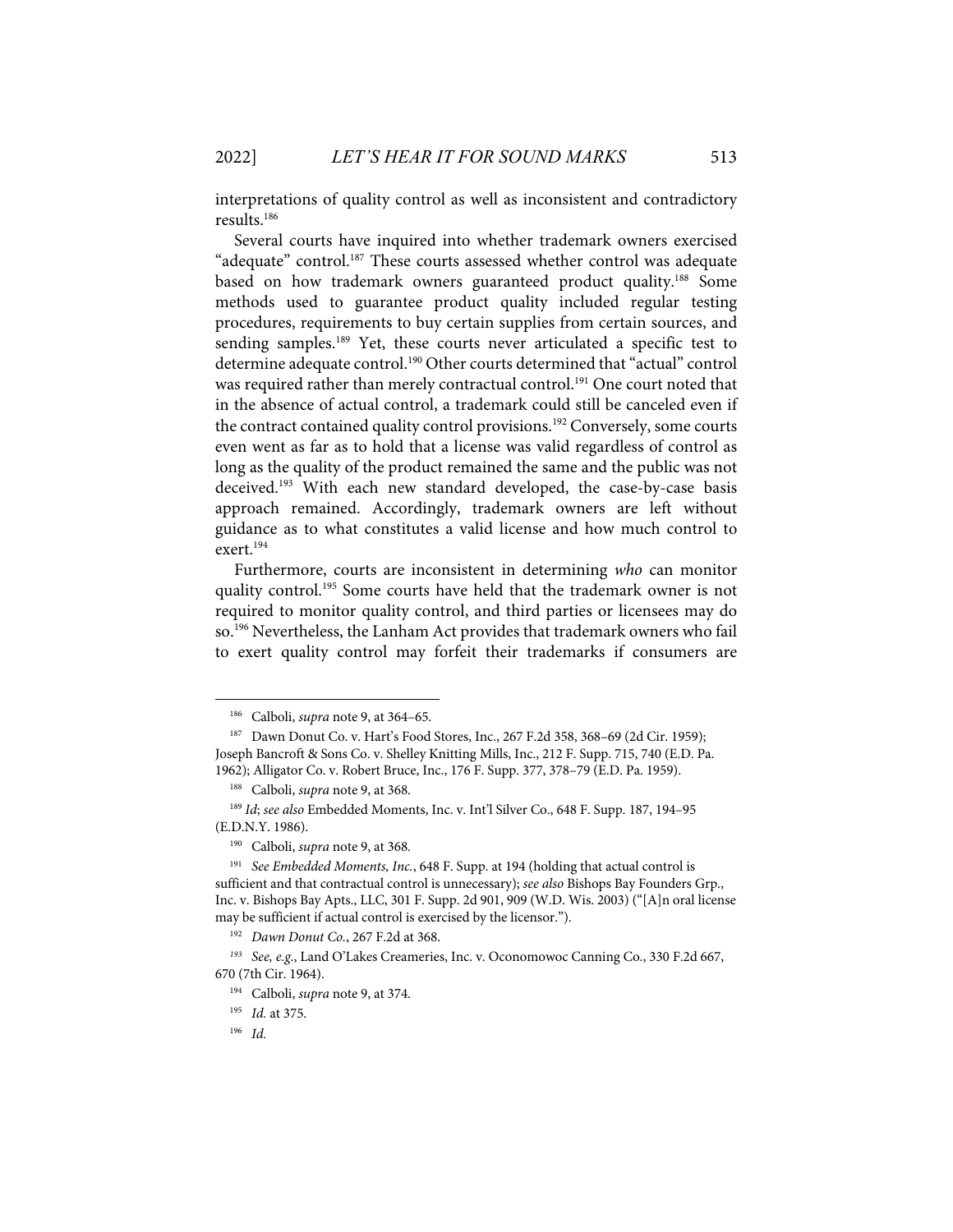interpretations of quality control as well as inconsistent and contradictory results.[186]

Several courts have inquired into whether trademark owners exercised "adequate" control.[187] These courts assessed whether control was adequate based on how trademark owners guaranteed product quality.[188] Some methods used to guarantee product quality included regular testing procedures, requirements to buy certain supplies from certain sources, and sending samples.[189] Yet, these courts never articulated a specific test to determine adequate control.[190] Other courts determined that "actual" control was required rather than merely contractual control.[191] One court noted that in the absence of actual control, a trademark could still be canceled even if the contract contained quality control provisions.[192] Conversely, some courts even went as far as to hold that a license was valid regardless of control as long as the quality of the product remained the same and the public was not deceived.[193] With each new standard developed, the case-by-case basis approach remained. Accordingly, trademark owners are left without guidance as to what constitutes a valid license and how much control to exert.[194]

Furthermore, courts are inconsistent in determining *who* can monitor quality control.[195] Some courts have held that the trademark owner is not required to monitor quality control, and third parties or licensees may do so.[196] Nevertheless, the Lanham Act provides that trademark owners who fail to exert quality control may forfeit their trademarks if consumers are

---

[186] Calboli, *supra* note 9, at 364–65.

[187] Dawn Donut Co. v. Hart's Food Stores, Inc., 267 F.2d 358, 368–69 (2d Cir. 1959); Joseph Bancroft & Sons Co. v. Shelley Knitting Mills, Inc., 212 F. Supp. 715, 740 (E.D. Pa. 1962); Alligator Co. v. Robert Bruce, Inc., 176 F. Supp. 377, 378–79 (E.D. Pa. 1959).

[188] Calboli, *supra* note 9, at 368.

[189] *Id*; *see also* Embedded Moments, Inc. v. Int'l Silver Co., 648 F. Supp. 187, 194–95 (E.D.N.Y. 1986).

[190] Calboli, *supra* note 9, at 368.

[191] *See Embedded Moments, Inc.*, 648 F. Supp. at 194 (holding that actual control is sufficient and that contractual control is unnecessary); *see also* Bishops Bay Founders Grp., Inc. v. Bishops Bay Apts., LLC, 301 F. Supp. 2d 901, 909 (W.D. Wis. 2003) ("[A]n oral license may be sufficient if actual control is exercised by the licensor.").

[192] *Dawn Donut Co.*, 267 F.2d at 368.

[193] *See, e.g.*, Land O'Lakes Creameries, Inc. v. Oconomowoc Canning Co., 330 F.2d 667, 670 (7th Cir. 1964).

[194] Calboli, *supra* note 9, at 374.

[195] *Id.* at 375.

[196] *Id.*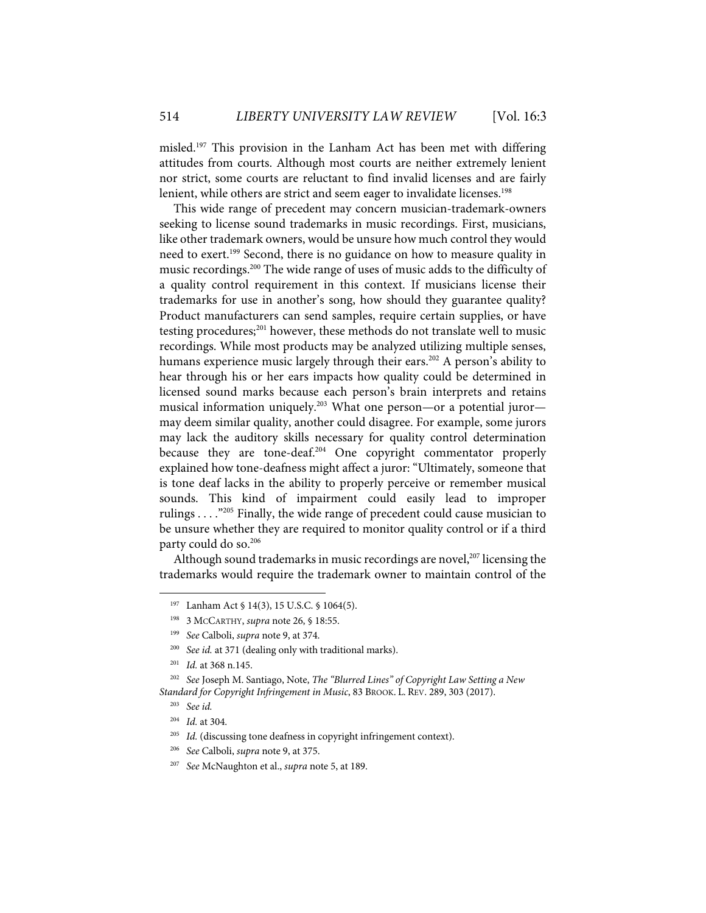misled.[197] This provision in the Lanham Act has been met with differing attitudes from courts. Although most courts are neither extremely lenient nor strict, some courts are reluctant to find invalid licenses and are fairly lenient, while others are strict and seem eager to invalidate licenses.[198]

This wide range of precedent may concern musician-trademark-owners seeking to license sound trademarks in music recordings. First, musicians, like other trademark owners, would be unsure how much control they would need to exert.[199] Second, there is no guidance on how to measure quality in music recordings.[200] The wide range of uses of music adds to the difficulty of a quality control requirement in this context. If musicians license their trademarks for use in another's song, how should they guarantee quality? Product manufacturers can send samples, require certain supplies, or have testing procedures;[201] however, these methods do not translate well to music recordings. While most products may be analyzed utilizing multiple senses, humans experience music largely through their ears.[202] A person's ability to hear through his or her ears impacts how quality could be determined in licensed sound marks because each person's brain interprets and retains musical information uniquely.[203] What one person—or a potential juror—may deem similar quality, another could disagree. For example, some jurors may lack the auditory skills necessary for quality control determination because they are tone-deaf.[204] One copyright commentator properly explained how tone-deafness might affect a juror: "Ultimately, someone that is tone deaf lacks in the ability to properly perceive or remember musical sounds. This kind of impairment could easily lead to improper rulings . . . ."[205] Finally, the wide range of precedent could cause musician to be unsure whether they are required to monitor quality control or if a third party could do so.[206]

Although sound trademarks in music recordings are novel,[207] licensing the trademarks would require the trademark owner to maintain control of the

---

[197] Lanham Act § 14(3), 15 U.S.C. § 1064(5).

[198] 3 MCCARTHY, *supra* note 26, § 18:55.

[199] *See* Calboli, *supra* note 9, at 374.

[200] *See id.* at 371 (dealing only with traditional marks).

[201] *Id.* at 368 n.145.

[202] *See* Joseph M. Santiago, Note, *The "Blurred Lines" of Copyright Law Setting a New Standard for Copyright Infringement in Music*, 83 BROOK. L. REV. 289, 303 (2017).

[203] *See id.*

[204] *Id.* at 304.

[205] *Id.* (discussing tone deafness in copyright infringement context).

[206] *See* Calboli, *supra* note 9, at 375.

[207] *See* McNaughton et al., *supra* note 5, at 189.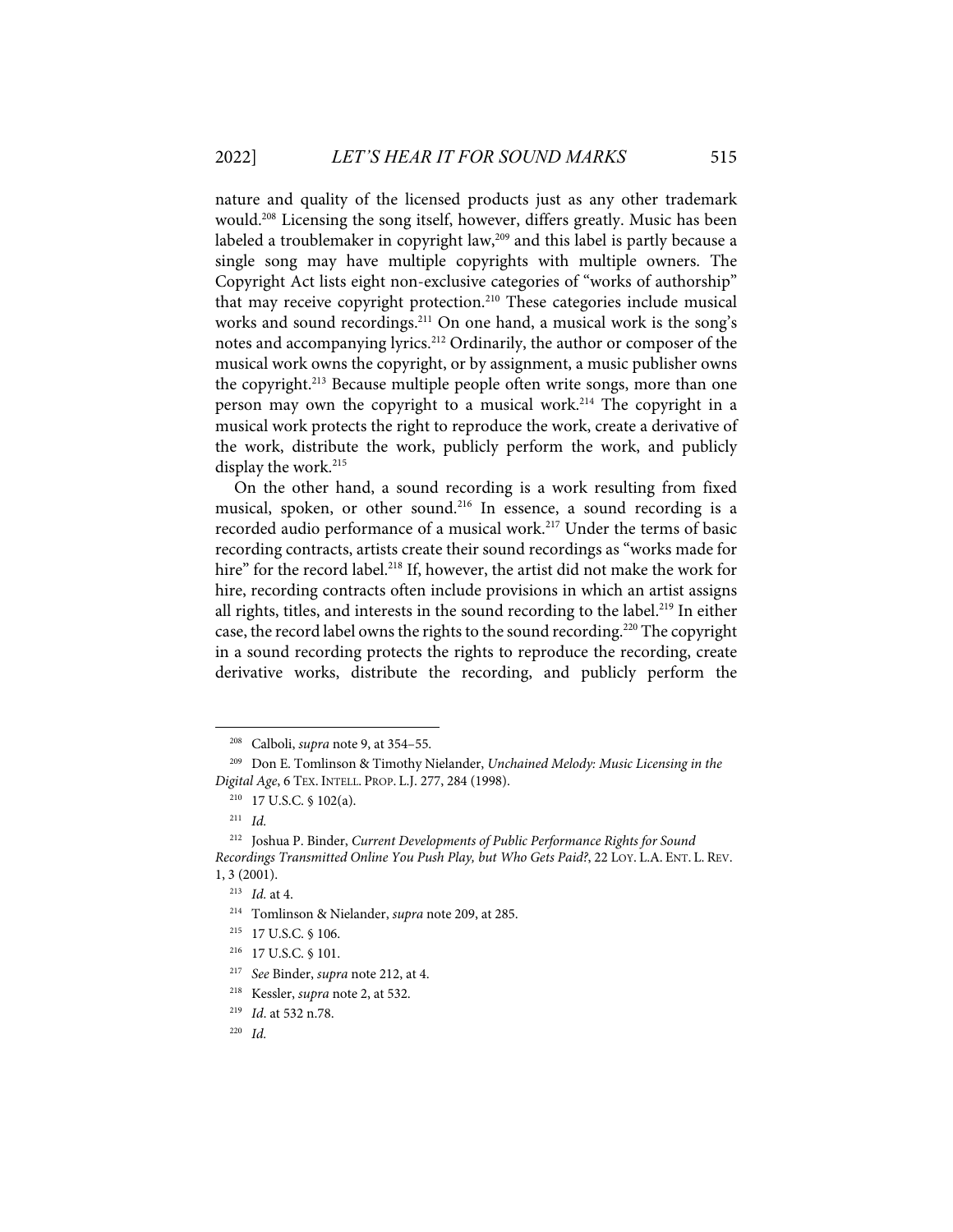nature and quality of the licensed products just as any other trademark would.[208] Licensing the song itself, however, differs greatly. Music has been labeled a troublemaker in copyright law,[209] and this label is partly because a single song may have multiple copyrights with multiple owners. The Copyright Act lists eight non-exclusive categories of "works of authorship" that may receive copyright protection.[210] These categories include musical works and sound recordings.[211] On one hand, a musical work is the song's notes and accompanying lyrics.[212] Ordinarily, the author or composer of the musical work owns the copyright, or by assignment, a music publisher owns the copyright.[213] Because multiple people often write songs, more than one person may own the copyright to a musical work.[214] The copyright in a musical work protects the right to reproduce the work, create a derivative of the work, distribute the work, publicly perform the work, and publicly display the work.[215]

On the other hand, a sound recording is a work resulting from fixed musical, spoken, or other sound.[216] In essence, a sound recording is a recorded audio performance of a musical work.[217] Under the terms of basic recording contracts, artists create their sound recordings as "works made for hire" for the record label.[218] If, however, the artist did not make the work for hire, recording contracts often include provisions in which an artist assigns all rights, titles, and interests in the sound recording to the label.[219] In either case, the record label owns the rights to the sound recording.[220] The copyright in a sound recording protects the rights to reproduce the recording, create derivative works, distribute the recording, and publicly perform the

---

[208] Calboli, *supra* note 9, at 354–55.

[209] Don E. Tomlinson & Timothy Nielander, *Unchained Melody: Music Licensing in the Digital Age*, 6 TEX. INTELL. PROP. L.J. 277, 284 (1998).

[210] 17 U.S.C. § 102(a).

[211] *Id.*

[212] Joshua P. Binder, *Current Developments of Public Performance Rights for Sound Recordings Transmitted Online You Push Play, but Who Gets Paid?*, 22 LOY. L.A. ENT. L. REV. 1, 3 (2001).

[213] *Id.* at 4.

[214] Tomlinson & Nielander, *supra* note 209, at 285.

[215] 17 U.S.C. § 106.

[216] 17 U.S.C. § 101.

[217] *See* Binder, *supra* note 212, at 4.

[218] Kessler, *supra* note 2, at 532.

[219] *Id.* at 532 n.78.

[220] *Id.*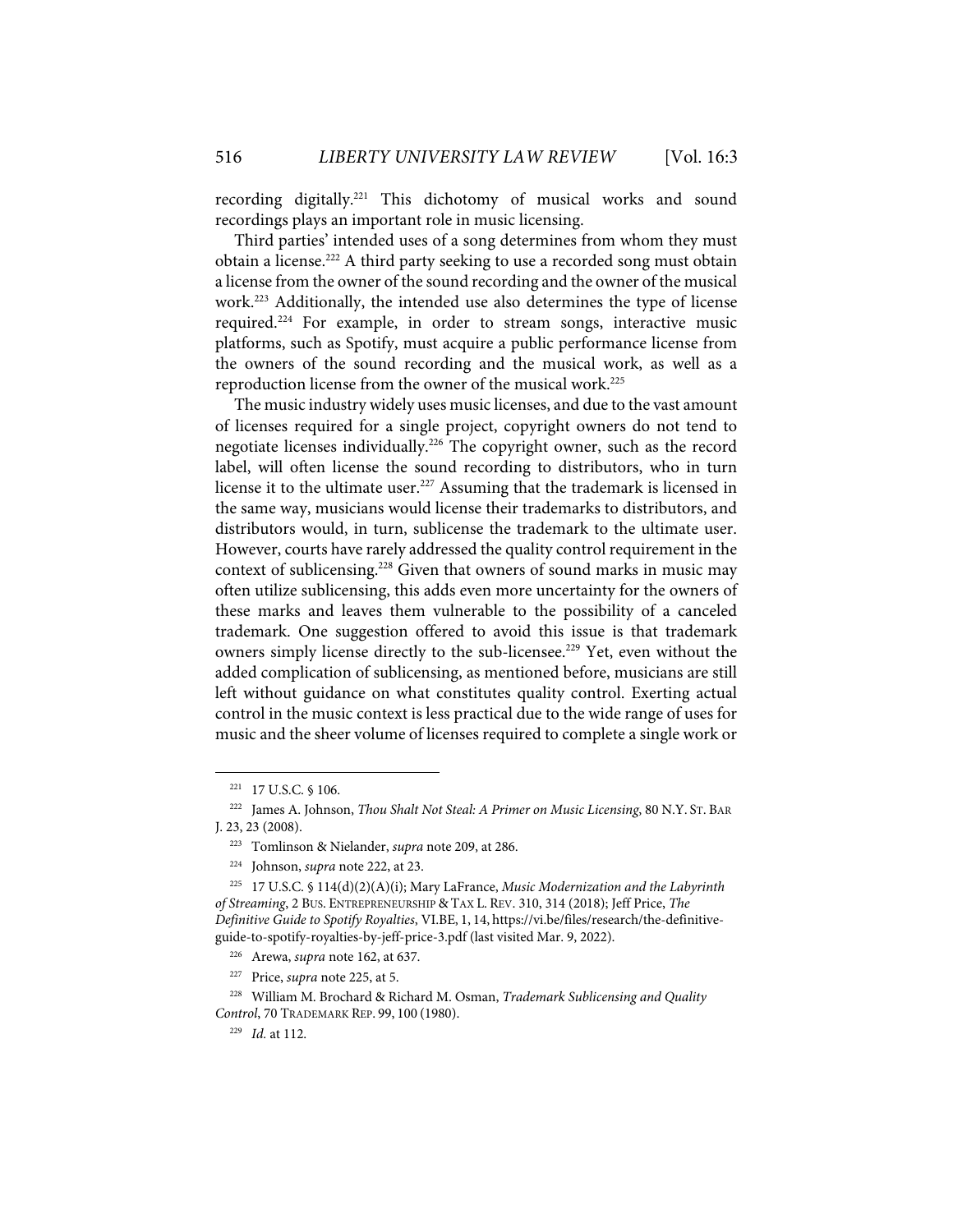recording digitally.[221] This dichotomy of musical works and sound recordings plays an important role in music licensing.

Third parties' intended uses of a song determines from whom they must obtain a license.[222] A third party seeking to use a recorded song must obtain a license from the owner of the sound recording and the owner of the musical work.[223] Additionally, the intended use also determines the type of license required.[224] For example, in order to stream songs, interactive music platforms, such as Spotify, must acquire a public performance license from the owners of the sound recording and the musical work, as well as a reproduction license from the owner of the musical work.[225]

The music industry widely uses music licenses, and due to the vast amount of licenses required for a single project, copyright owners do not tend to negotiate licenses individually.[226] The copyright owner, such as the record label, will often license the sound recording to distributors, who in turn license it to the ultimate user.[227] Assuming that the trademark is licensed in the same way, musicians would license their trademarks to distributors, and distributors would, in turn, sublicense the trademark to the ultimate user. However, courts have rarely addressed the quality control requirement in the context of sublicensing.[228] Given that owners of sound marks in music may often utilize sublicensing, this adds even more uncertainty for the owners of these marks and leaves them vulnerable to the possibility of a canceled trademark. One suggestion offered to avoid this issue is that trademark owners simply license directly to the sub-licensee.[229] Yet, even without the added complication of sublicensing, as mentioned before, musicians are still left without guidance on what constitutes quality control. Exerting actual control in the music context is less practical due to the wide range of uses for music and the sheer volume of licenses required to complete a single work or

---

[221] 17 U.S.C. § 106.

[222] James A. Johnson, *Thou Shalt Not Steal: A Primer on Music Licensing*, 80 N.Y. ST. BAR J. 23, 23 (2008).

[223] Tomlinson & Nielander, *supra* note 209, at 286.

[224] Johnson, *supra* note 222, at 23.

[225] 17 U.S.C. § 114(d)(2)(A)(i); Mary LaFrance, *Music Modernization and the Labyrinth of Streaming*, 2 BUS. ENTREPRENEURSHIP & TAX L. REV. 310, 314 (2018); Jeff Price, *The Definitive Guide to Spotify Royalties*, VI.BE, 1, 14, https://vi.be/files/research/the-definitive-guide-to-spotify-royalties-by-jeff-price-3.pdf (last visited Mar. 9, 2022).

[226] Arewa, *supra* note 162, at 637.

[227] Price, *supra* note 225, at 5.

[228] William M. Brochard & Richard M. Osman, *Trademark Sublicensing and Quality Control*, 70 TRADEMARK REP. 99, 100 (1980).

[229] *Id.* at 112.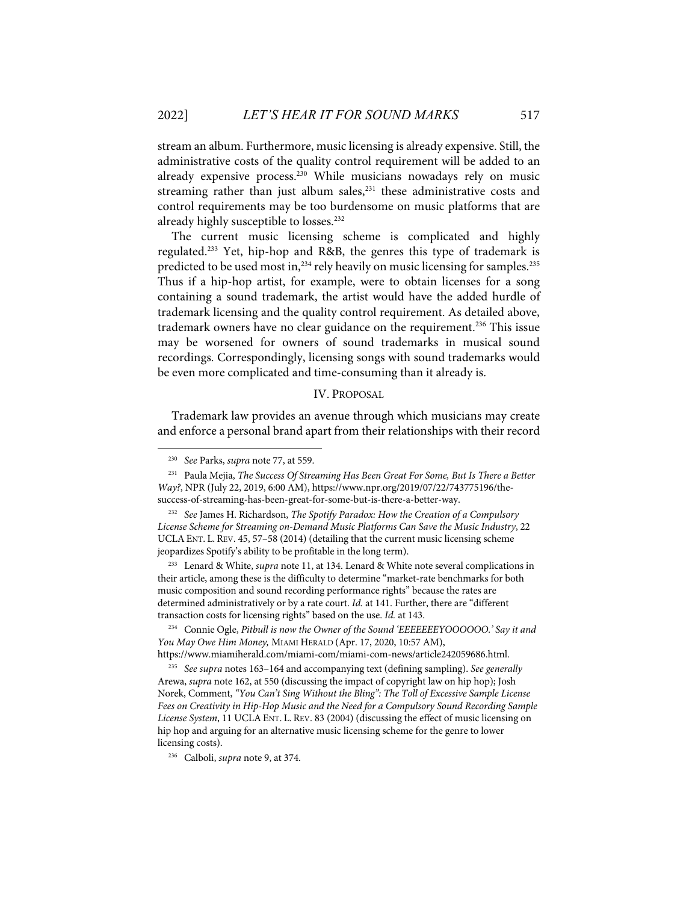stream an album. Furthermore, music licensing is already expensive. Still, the administrative costs of the quality control requirement will be added to an already expensive process.[230] While musicians nowadays rely on music streaming rather than just album sales,[231] these administrative costs and control requirements may be too burdensome on music platforms that are already highly susceptible to losses.[232]

The current music licensing scheme is complicated and highly regulated.[233] Yet, hip-hop and R&B, the genres this type of trademark is predicted to be used most in,[234] rely heavily on music licensing for samples.[235] Thus if a hip-hop artist, for example, were to obtain licenses for a song containing a sound trademark, the artist would have the added hurdle of trademark licensing and the quality control requirement. As detailed above, trademark owners have no clear guidance on the requirement.[236] This issue may be worsened for owners of sound trademarks in musical sound recordings. Correspondingly, licensing songs with sound trademarks would be even more complicated and time-consuming than it already is.

## IV. PROPOSAL

Trademark law provides an avenue through which musicians may create and enforce a personal brand apart from their relationships with their record

---

[230] *See* Parks, *supra* note 77, at 559.

[231] Paula Mejia, *The Success Of Streaming Has Been Great For Some, But Is There a Better Way?*, NPR (July 22, 2019, 6:00 AM), https://www.npr.org/2019/07/22/743775196/the-success-of-streaming-has-been-great-for-some-but-is-there-a-better-way.

[232] *See* James H. Richardson, *The Spotify Paradox: How the Creation of a Compulsory License Scheme for Streaming on-Demand Music Platforms Can Save the Music Industry*, 22 UCLA ENT. L. REV. 45, 57–58 (2014) (detailing that the current music licensing scheme jeopardizes Spotify's ability to be profitable in the long term).

[233] Lenard & White, *supra* note 11, at 134. Lenard & White note several complications in their article, among these is the difficulty to determine "market-rate benchmarks for both music composition and sound recording performance rights" because the rates are determined administratively or by a rate court. *Id.* at 141. Further, there are "different transaction costs for licensing rights" based on the use. *Id.* at 143.

[234] Connie Ogle, *Pitbull is now the Owner of the Sound 'EEEEEEYOOOOOO.' Say it and You May Owe Him Money,* MIAMI HERALD (Apr. 17, 2020, 10:57 AM), https://www.miamiherald.com/miami-com/miami-com-news/article242059686.html.

[235] *See supra* notes 163–164 and accompanying text (defining sampling). *See generally* Arewa, *supra* note 162, at 550 (discussing the impact of copyright law on hip hop); Josh Norek, Comment, *"You Can't Sing Without the Bling": The Toll of Excessive Sample License Fees on Creativity in Hip-Hop Music and the Need for a Compulsory Sound Recording Sample License System*, 11 UCLA ENT. L. REV. 83 (2004) (discussing the effect of music licensing on hip hop and arguing for an alternative music licensing scheme for the genre to lower licensing costs).

[236] Calboli, *supra* note 9, at 374.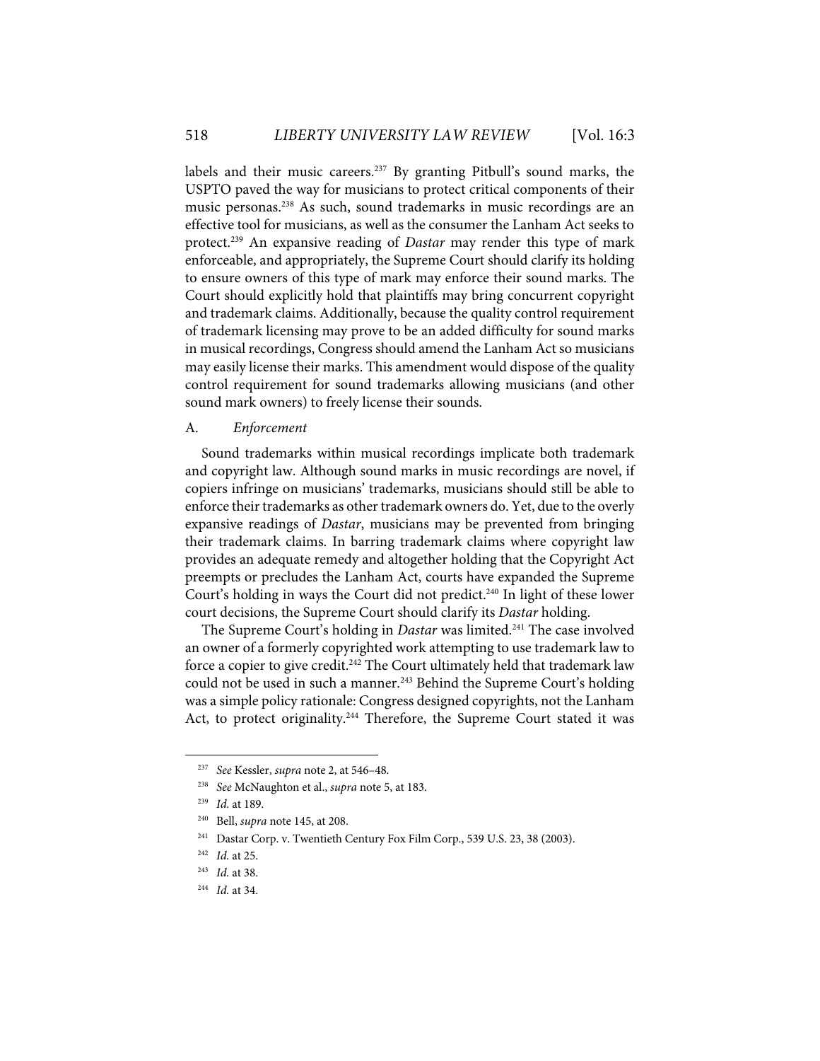labels and their music careers.[237] By granting Pitbull's sound marks, the USPTO paved the way for musicians to protect critical components of their music personas.[238] As such, sound trademarks in music recordings are an effective tool for musicians, as well as the consumer the Lanham Act seeks to protect.[239] An expansive reading of *Dastar* may render this type of mark enforceable, and appropriately, the Supreme Court should clarify its holding to ensure owners of this type of mark may enforce their sound marks. The Court should explicitly hold that plaintiffs may bring concurrent copyright and trademark claims. Additionally, because the quality control requirement of trademark licensing may prove to be an added difficulty for sound marks in musical recordings, Congress should amend the Lanham Act so musicians may easily license their marks. This amendment would dispose of the quality control requirement for sound trademarks allowing musicians (and other sound mark owners) to freely license their sounds.

### A. *Enforcement*

Sound trademarks within musical recordings implicate both trademark and copyright law. Although sound marks in music recordings are novel, if copiers infringe on musicians' trademarks, musicians should still be able to enforce their trademarks as other trademark owners do. Yet, due to the overly expansive readings of *Dastar*, musicians may be prevented from bringing their trademark claims. In barring trademark claims where copyright law provides an adequate remedy and altogether holding that the Copyright Act preempts or precludes the Lanham Act, courts have expanded the Supreme Court's holding in ways the Court did not predict.[240] In light of these lower court decisions, the Supreme Court should clarify its *Dastar* holding.

The Supreme Court's holding in *Dastar* was limited.[241] The case involved an owner of a formerly copyrighted work attempting to use trademark law to force a copier to give credit.[242] The Court ultimately held that trademark law could not be used in such a manner.[243] Behind the Supreme Court's holding was a simple policy rationale: Congress designed copyrights, not the Lanham Act, to protect originality.[244] Therefore, the Supreme Court stated it was

---

[237] *See* Kessler, *supra* note 2, at 546–48.

[238] *See* McNaughton et al., *supra* note 5, at 183.

[239] *Id.* at 189.

[240] Bell, *supra* note 145, at 208.

[241] Dastar Corp. v. Twentieth Century Fox Film Corp., 539 U.S. 23, 38 (2003).

[242] *Id.* at 25.

[243] *Id.* at 38.

[244] *Id.* at 34.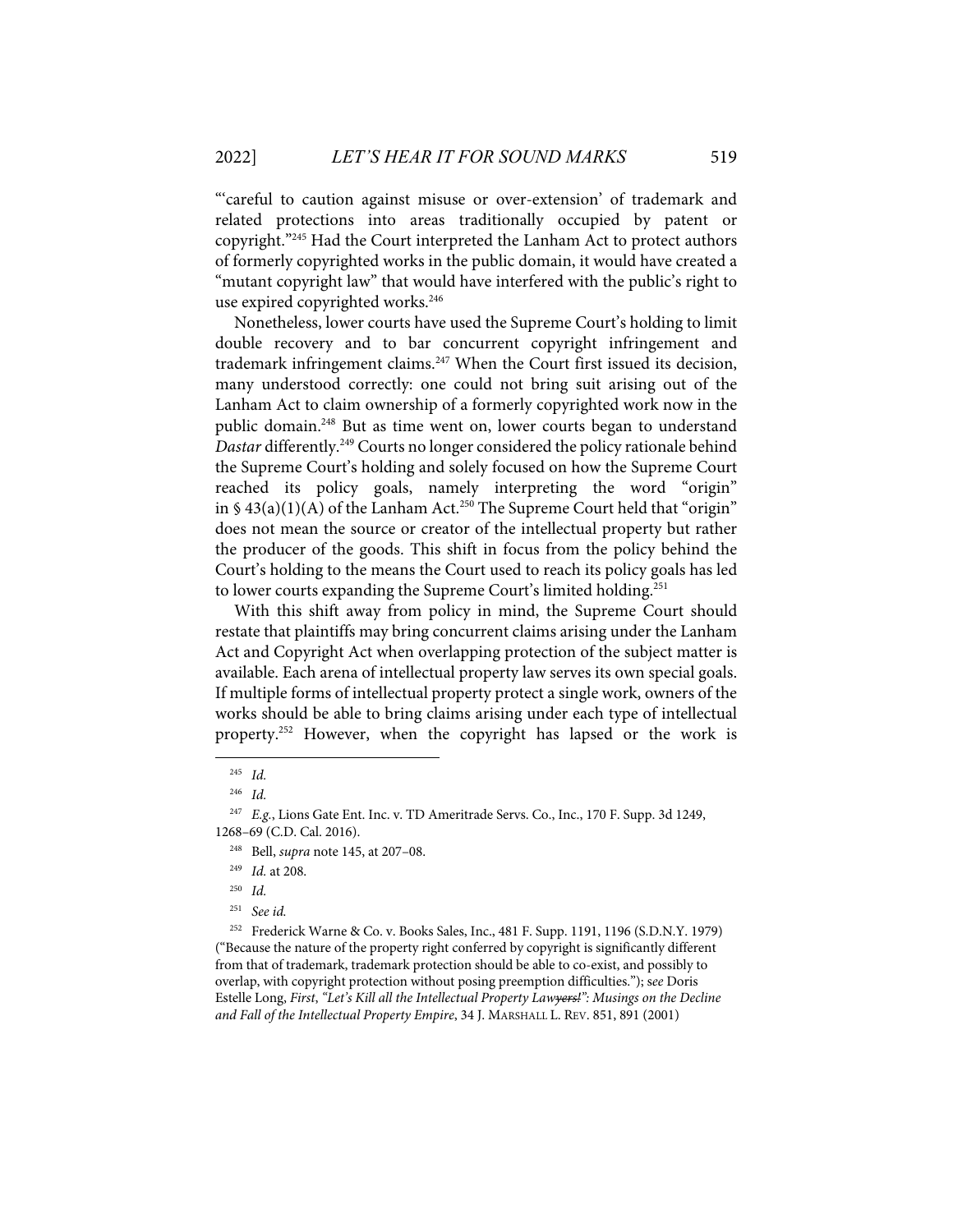"'careful to caution against misuse or over-extension' of trademark and related protections into areas traditionally occupied by patent or copyright."[245] Had the Court interpreted the Lanham Act to protect authors of formerly copyrighted works in the public domain, it would have created a "mutant copyright law" that would have interfered with the public's right to use expired copyrighted works.[246]

Nonetheless, lower courts have used the Supreme Court's holding to limit double recovery and to bar concurrent copyright infringement and trademark infringement claims.[247] When the Court first issued its decision, many understood correctly: one could not bring suit arising out of the Lanham Act to claim ownership of a formerly copyrighted work now in the public domain.[248] But as time went on, lower courts began to understand *Dastar* differently.[249] Courts no longer considered the policy rationale behind the Supreme Court's holding and solely focused on how the Supreme Court reached its policy goals, namely interpreting the word "origin" in § 43(a)(1)(A) of the Lanham Act.[250] The Supreme Court held that "origin" does not mean the source or creator of the intellectual property but rather the producer of the goods. This shift in focus from the policy behind the Court's holding to the means the Court used to reach its policy goals has led to lower courts expanding the Supreme Court's limited holding.[251]

With this shift away from policy in mind, the Supreme Court should restate that plaintiffs may bring concurrent claims arising under the Lanham Act and Copyright Act when overlapping protection of the subject matter is available. Each arena of intellectual property law serves its own special goals. If multiple forms of intellectual property protect a single work, owners of the works should be able to bring claims arising under each type of intellectual property.[252] However, when the copyright has lapsed or the work is

---

[245] *Id.*

[246] *Id.*

[247] *E.g.*, Lions Gate Ent. Inc. v. TD Ameritrade Servs. Co., Inc., 170 F. Supp. 3d 1249, 1268–69 (C.D. Cal. 2016).

[248] Bell, *supra* note 145, at 207–08.

[249] *Id.* at 208.

[250] *Id.*

[251] *See id.*

[252] Frederick Warne & Co. v. Books Sales, Inc., 481 F. Supp. 1191, 1196 (S.D.N.Y. 1979) ("Because the nature of the property right conferred by copyright is significantly different from that of trademark, trademark protection should be able to co-exist, and possibly to overlap, with copyright protection without posing preemption difficulties."); *see* Doris Estelle Long, *First, "Let's Kill all the Intellectual Property Law~~yers!~~": Musings on the Decline and Fall of the Intellectual Property Empire*, 34 J. MARSHALL L. REV. 851, 891 (2001)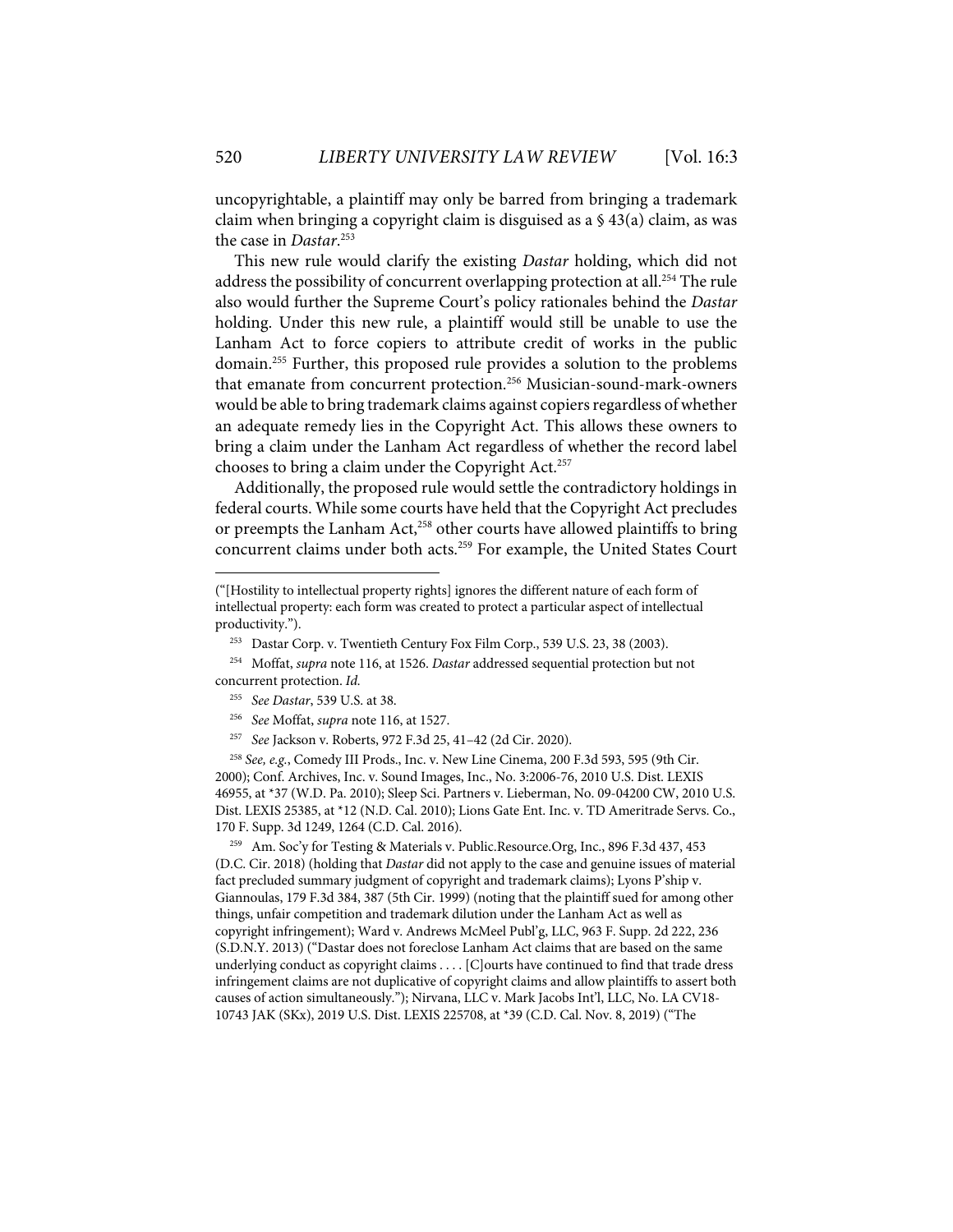uncopyrightable, a plaintiff may only be barred from bringing a trademark claim when bringing a copyright claim is disguised as a § 43(a) claim, as was the case in *Dastar*.[253]

This new rule would clarify the existing *Dastar* holding, which did not address the possibility of concurrent overlapping protection at all.[254] The rule also would further the Supreme Court's policy rationales behind the *Dastar* holding. Under this new rule, a plaintiff would still be unable to use the Lanham Act to force copiers to attribute credit of works in the public domain.[255] Further, this proposed rule provides a solution to the problems that emanate from concurrent protection.[256] Musician-sound-mark-owners would be able to bring trademark claims against copiers regardless of whether an adequate remedy lies in the Copyright Act. This allows these owners to bring a claim under the Lanham Act regardless of whether the record label chooses to bring a claim under the Copyright Act.[257]

Additionally, the proposed rule would settle the contradictory holdings in federal courts. While some courts have held that the Copyright Act precludes or preempts the Lanham Act,[258] other courts have allowed plaintiffs to bring concurrent claims under both acts.[259] For example, the United States Court

---

("[Hostility to intellectual property rights] ignores the different nature of each form of intellectual property: each form was created to protect a particular aspect of intellectual productivity.").

[253] Dastar Corp. v. Twentieth Century Fox Film Corp., 539 U.S. 23, 38 (2003).

[254] Moffat, *supra* note 116, at 1526. *Dastar* addressed sequential protection but not concurrent protection. *Id.*

[255] *See Dastar*, 539 U.S. at 38.

[256] *See* Moffat, *supra* note 116, at 1527.

[257] *See* Jackson v. Roberts, 972 F.3d 25, 41–42 (2d Cir. 2020).

[258] *See, e.g.*, Comedy III Prods., Inc. v. New Line Cinema, 200 F.3d 593, 595 (9th Cir. 2000); Conf. Archives, Inc. v. Sound Images, Inc., No. 3:2006-76, 2010 U.S. Dist. LEXIS 46955, at *37 (W.D. Pa. 2010); Sleep Sci. Partners v. Lieberman, No. 09-04200 CW, 2010 U.S. Dist. LEXIS 25385, at *12 (N.D. Cal. 2010); Lions Gate Ent. Inc. v. TD Ameritrade Servs. Co., 170 F. Supp. 3d 1249, 1264 (C.D. Cal. 2016).

[259] Am. Soc'y for Testing & Materials v. Public.Resource.Org, Inc., 896 F.3d 437, 453 (D.C. Cir. 2018) (holding that *Dastar* did not apply to the case and genuine issues of material fact precluded summary judgment of copyright and trademark claims); Lyons P'ship v. Giannoulas, 179 F.3d 384, 387 (5th Cir. 1999) (noting that the plaintiff sued for among other things, unfair competition and trademark dilution under the Lanham Act as well as copyright infringement); Ward v. Andrews McMeel Publ'g, LLC, 963 F. Supp. 2d 222, 236 (S.D.N.Y. 2013) ("Dastar does not foreclose Lanham Act claims that are based on the same underlying conduct as copyright claims . . . . [C]ourts have continued to find that trade dress infringement claims are not duplicative of copyright claims and allow plaintiffs to assert both causes of action simultaneously."); Nirvana, LLC v. Mark Jacobs Int'l, LLC, No. LA CV18-10743 JAK (SKx), 2019 U.S. Dist. LEXIS 225708, at *39 (C.D. Cal. Nov. 8, 2019) ("The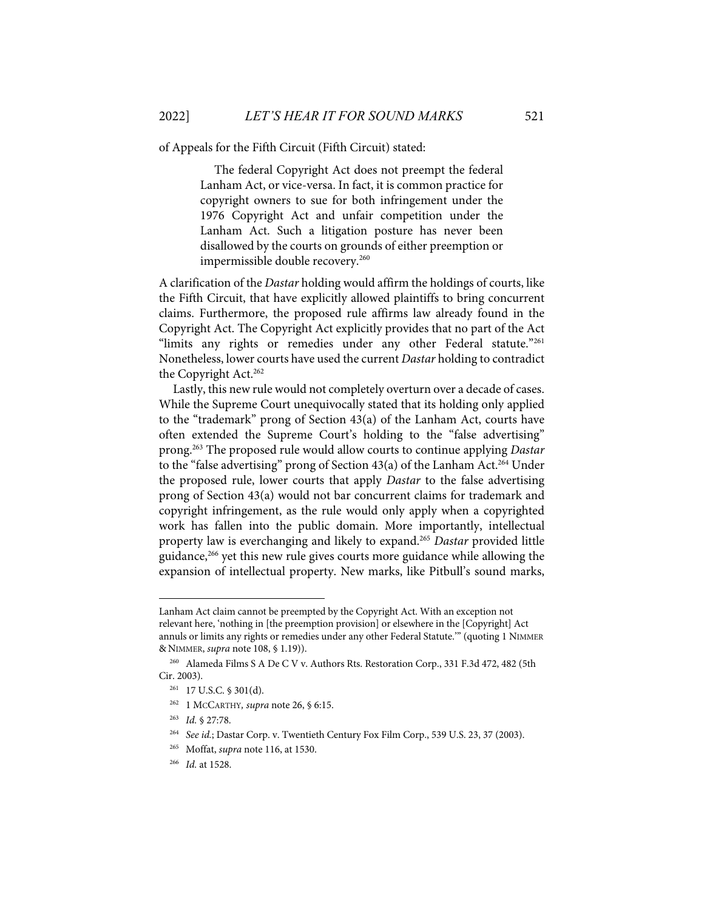of Appeals for the Fifth Circuit (Fifth Circuit) stated:

> The federal Copyright Act does not preempt the federal Lanham Act, or vice-versa. In fact, it is common practice for copyright owners to sue for both infringement under the 1976 Copyright Act and unfair competition under the Lanham Act. Such a litigation posture has never been disallowed by the courts on grounds of either preemption or impermissible double recovery.[260]

A clarification of the *Dastar* holding would affirm the holdings of courts, like the Fifth Circuit, that have explicitly allowed plaintiffs to bring concurrent claims. Furthermore, the proposed rule affirms law already found in the Copyright Act. The Copyright Act explicitly provides that no part of the Act "limits any rights or remedies under any other Federal statute."[261] Nonetheless, lower courts have used the current *Dastar* holding to contradict the Copyright Act.[262]

Lastly, this new rule would not completely overturn over a decade of cases. While the Supreme Court unequivocally stated that its holding only applied to the "trademark" prong of Section 43(a) of the Lanham Act, courts have often extended the Supreme Court's holding to the "false advertising" prong.[263] The proposed rule would allow courts to continue applying *Dastar* to the "false advertising" prong of Section 43(a) of the Lanham Act.[264] Under the proposed rule, lower courts that apply *Dastar* to the false advertising prong of Section 43(a) would not bar concurrent claims for trademark and copyright infringement, as the rule would only apply when a copyrighted work has fallen into the public domain. More importantly, intellectual property law is everchanging and likely to expand.[265] *Dastar* provided little guidance,[266] yet this new rule gives courts more guidance while allowing the expansion of intellectual property. New marks, like Pitbull's sound marks,

---

Lanham Act claim cannot be preempted by the Copyright Act. With an exception not relevant here, 'nothing in [the preemption provision] or elsewhere in the [Copyright] Act annuls or limits any rights or remedies under any other Federal Statute.'" (quoting 1 NIMMER & NIMMER, *supra* note 108, § 1.19)).

[260] Alameda Films S A De C V v. Authors Rts. Restoration Corp., 331 F.3d 472, 482 (5th Cir. 2003).

[261] 17 U.S.C. § 301(d).

[262] 1 MCCARTHY, *supra* note 26, § 6:15.

[263] *Id.* § 27:78.

[264] *See id.*; Dastar Corp. v. Twentieth Century Fox Film Corp., 539 U.S. 23, 37 (2003).

[265] Moffat, *supra* note 116, at 1530.

[266] *Id.* at 1528.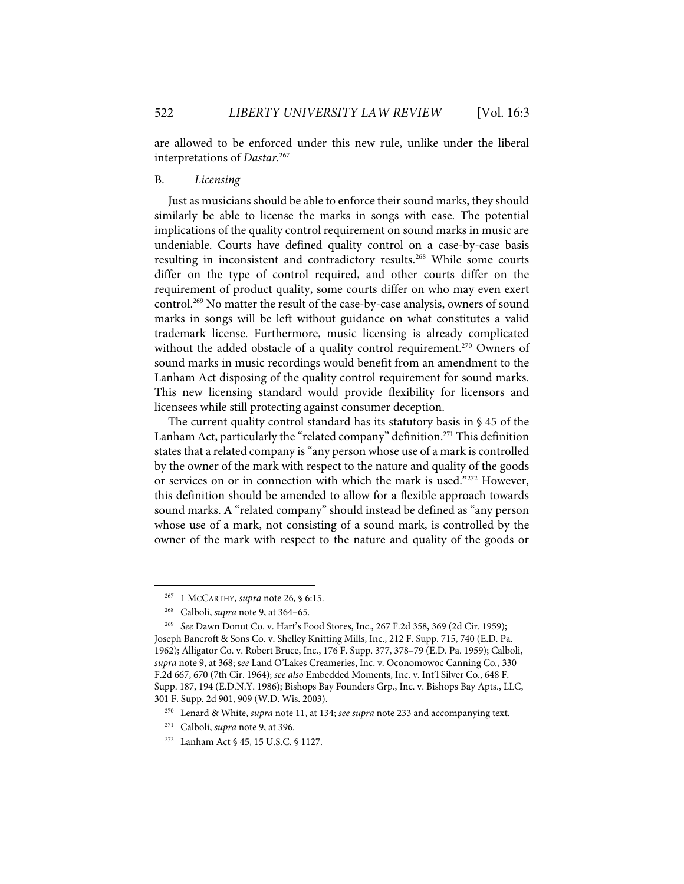are allowed to be enforced under this new rule, unlike under the liberal interpretations of *Dastar*.[267]

### B. *Licensing*

Just as musicians should be able to enforce their sound marks, they should similarly be able to license the marks in songs with ease. The potential implications of the quality control requirement on sound marks in music are undeniable. Courts have defined quality control on a case-by-case basis resulting in inconsistent and contradictory results.[268] While some courts differ on the type of control required, and other courts differ on the requirement of product quality, some courts differ on who may even exert control.[269] No matter the result of the case-by-case analysis, owners of sound marks in songs will be left without guidance on what constitutes a valid trademark license. Furthermore, music licensing is already complicated without the added obstacle of a quality control requirement.[270] Owners of sound marks in music recordings would benefit from an amendment to the Lanham Act disposing of the quality control requirement for sound marks. This new licensing standard would provide flexibility for licensors and licensees while still protecting against consumer deception.

The current quality control standard has its statutory basis in § 45 of the Lanham Act, particularly the "related company" definition.[271] This definition states that a related company is "any person whose use of a mark is controlled by the owner of the mark with respect to the nature and quality of the goods or services on or in connection with which the mark is used."[272] However, this definition should be amended to allow for a flexible approach towards sound marks. A "related company" should instead be defined as "any person whose use of a mark, not consisting of a sound mark, is controlled by the owner of the mark with respect to the nature and quality of the goods or

---

[267] 1 MCCARTHY, *supra* note 26, § 6:15.

[268] Calboli, *supra* note 9, at 364–65.

[269] *See* Dawn Donut Co. v. Hart's Food Stores, Inc., 267 F.2d 358, 369 (2d Cir. 1959); Joseph Bancroft & Sons Co. v. Shelley Knitting Mills, Inc., 212 F. Supp. 715, 740 (E.D. Pa. 1962); Alligator Co. v. Robert Bruce, Inc., 176 F. Supp. 377, 378–79 (E.D. Pa. 1959); Calboli, *supra* note 9, at 368; *see* Land O'Lakes Creameries, Inc. v. Oconomowoc Canning Co., 330 F.2d 667, 670 (7th Cir. 1964); *see also* Embedded Moments, Inc. v. Int'l Silver Co., 648 F. Supp. 187, 194 (E.D.N.Y. 1986); Bishops Bay Founders Grp., Inc. v. Bishops Bay Apts., LLC, 301 F. Supp. 2d 901, 909 (W.D. Wis. 2003).

[270] Lenard & White, *supra* note 11, at 134; *see supra* note 233 and accompanying text.

[271] Calboli, *supra* note 9, at 396.

[272] Lanham Act § 45, 15 U.S.C. § 1127.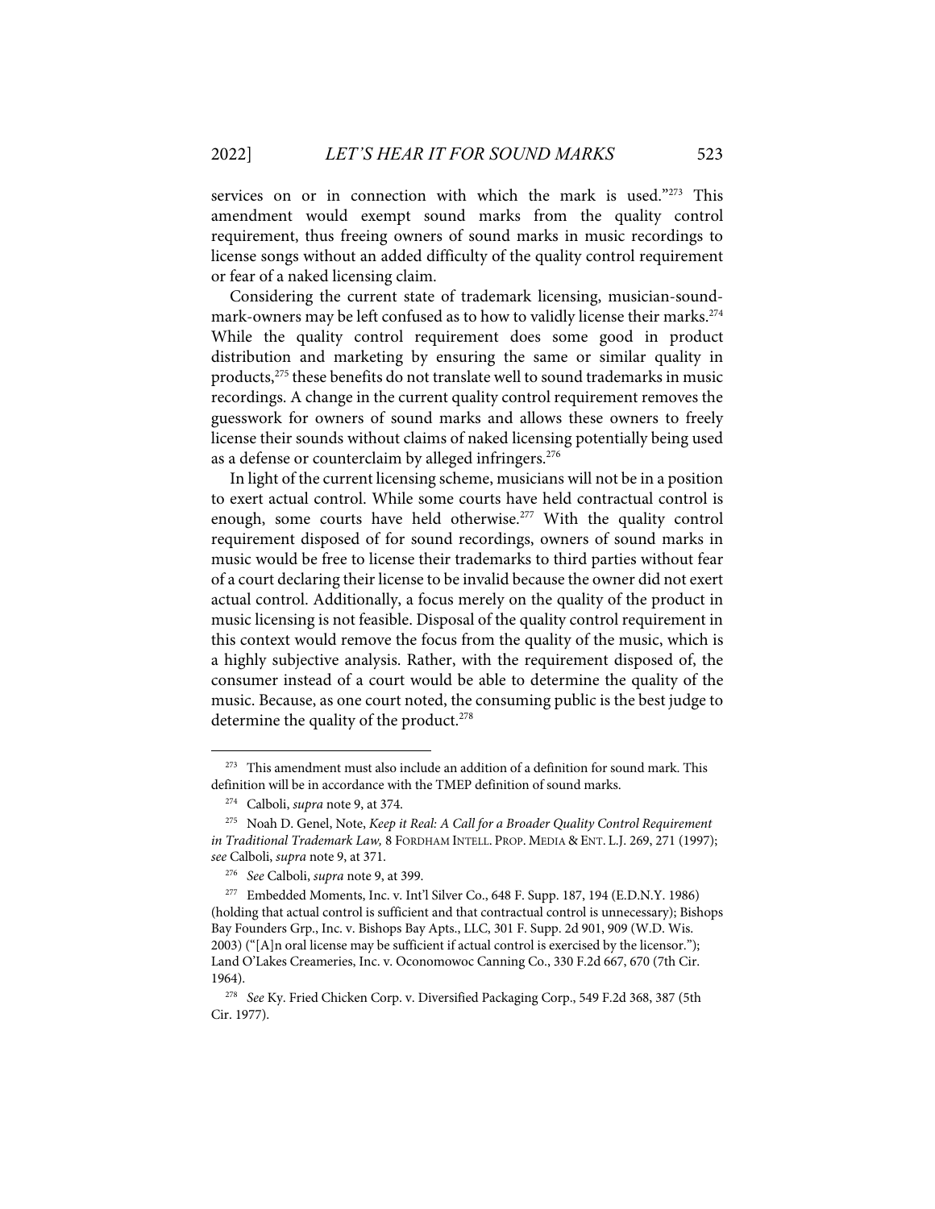services on or in connection with which the mark is used."[273] This amendment would exempt sound marks from the quality control requirement, thus freeing owners of sound marks in music recordings to license songs without an added difficulty of the quality control requirement or fear of a naked licensing claim.

Considering the current state of trademark licensing, musician-sound-mark-owners may be left confused as to how to validly license their marks.[274] While the quality control requirement does some good in product distribution and marketing by ensuring the same or similar quality in products,[275] these benefits do not translate well to sound trademarks in music recordings. A change in the current quality control requirement removes the guesswork for owners of sound marks and allows these owners to freely license their sounds without claims of naked licensing potentially being used as a defense or counterclaim by alleged infringers.[276]

In light of the current licensing scheme, musicians will not be in a position to exert actual control. While some courts have held contractual control is enough, some courts have held otherwise.[277] With the quality control requirement disposed of for sound recordings, owners of sound marks in music would be free to license their trademarks to third parties without fear of a court declaring their license to be invalid because the owner did not exert actual control. Additionally, a focus merely on the quality of the product in music licensing is not feasible. Disposal of the quality control requirement in this context would remove the focus from the quality of the music, which is a highly subjective analysis. Rather, with the requirement disposed of, the consumer instead of a court would be able to determine the quality of the music. Because, as one court noted, the consuming public is the best judge to determine the quality of the product.[278]

---

[273] This amendment must also include an addition of a definition for sound mark. This definition will be in accordance with the TMEP definition of sound marks.

[274] Calboli, *supra* note 9, at 374.

[275] Noah D. Genel, Note, *Keep it Real: A Call for a Broader Quality Control Requirement in Traditional Trademark Law,* 8 FORDHAM INTELL. PROP. MEDIA & ENT. L.J. 269, 271 (1997); *see* Calboli, *supra* note 9, at 371.

[276] *See* Calboli, *supra* note 9, at 399.

[277] Embedded Moments, Inc. v. Int'l Silver Co., 648 F. Supp. 187, 194 (E.D.N.Y. 1986) (holding that actual control is sufficient and that contractual control is unnecessary); Bishops Bay Founders Grp., Inc. v. Bishops Bay Apts., LLC, 301 F. Supp. 2d 901, 909 (W.D. Wis. 2003) ("[A]n oral license may be sufficient if actual control is exercised by the licensor."); Land O'Lakes Creameries, Inc. v. Oconomowoc Canning Co., 330 F.2d 667, 670 (7th Cir. 1964).

[278] *See* Ky. Fried Chicken Corp. v. Diversified Packaging Corp., 549 F.2d 368, 387 (5th Cir. 1977).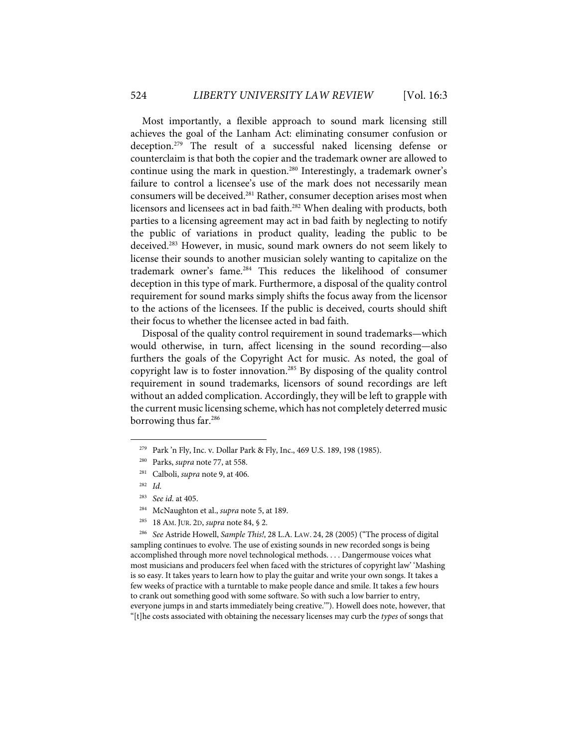Most importantly, a flexible approach to sound mark licensing still achieves the goal of the Lanham Act: eliminating consumer confusion or deception.[279] The result of a successful naked licensing defense or counterclaim is that both the copier and the trademark owner are allowed to continue using the mark in question.[280] Interestingly, a trademark owner's failure to control a licensee's use of the mark does not necessarily mean consumers will be deceived.[281] Rather, consumer deception arises most when licensors and licensees act in bad faith.[282] When dealing with products, both parties to a licensing agreement may act in bad faith by neglecting to notify the public of variations in product quality, leading the public to be deceived.[283] However, in music, sound mark owners do not seem likely to license their sounds to another musician solely wanting to capitalize on the trademark owner's fame.[284] This reduces the likelihood of consumer deception in this type of mark. Furthermore, a disposal of the quality control requirement for sound marks simply shifts the focus away from the licensor to the actions of the licensees. If the public is deceived, courts should shift their focus to whether the licensee acted in bad faith.

Disposal of the quality control requirement in sound trademarks—which would otherwise, in turn, affect licensing in the sound recording—also furthers the goals of the Copyright Act for music. As noted, the goal of copyright law is to foster innovation.[285] By disposing of the quality control requirement in sound trademarks, licensors of sound recordings are left without an added complication. Accordingly, they will be left to grapple with the current music licensing scheme, which has not completely deterred music borrowing thus far.[286]

---

[279] Park 'n Fly, Inc. v. Dollar Park & Fly, Inc., 469 U.S. 189, 198 (1985).

[280] Parks, *supra* note 77, at 558.

[281] Calboli, *supra* note 9, at 406.

[282] *Id.*

[283] *See id.* at 405.

[284] McNaughton et al., *supra* note 5, at 189.

[285] 18 AM. JUR. 2D, *supra* note 84, § 2.

[286] *See* Astride Howell, *Sample This!*, 28 L.A. LAW. 24, 28 (2005) ("The process of digital sampling continues to evolve. The use of existing sounds in new recorded songs is being accomplished through more novel technological methods. . . . Dangermouse voices what most musicians and producers feel when faced with the strictures of copyright law' 'Mashing is so easy. It takes years to learn how to play the guitar and write your own songs. It takes a few weeks of practice with a turntable to make people dance and smile. It takes a few hours to crank out something good with some software. So with such a low barrier to entry, everyone jumps in and starts immediately being creative.'"). Howell does note, however, that "[t]he costs associated with obtaining the necessary licenses may curb the *types* of songs that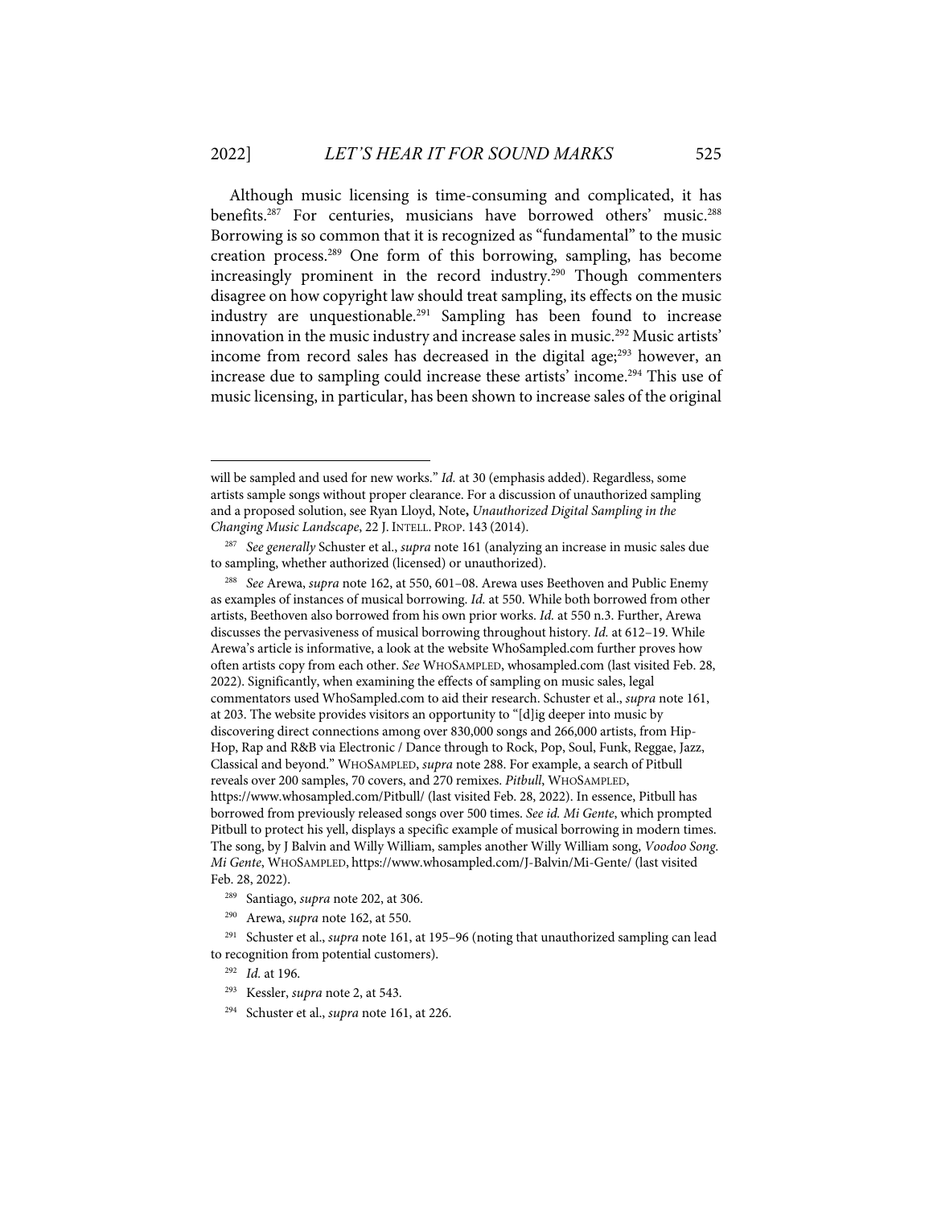Although music licensing is time-consuming and complicated, it has benefits.[287] For centuries, musicians have borrowed others' music.[288] Borrowing is so common that it is recognized as "fundamental" to the music creation process.[289] One form of this borrowing, sampling, has become increasingly prominent in the record industry.[290] Though commenters disagree on how copyright law should treat sampling, its effects on the music industry are unquestionable.[291] Sampling has been found to increase innovation in the music industry and increase sales in music.[292] Music artists' income from record sales has decreased in the digital age;[293] however, an increase due to sampling could increase these artists' income.[294] This use of music licensing, in particular, has been shown to increase sales of the original

---

will be sampled and used for new works." *Id.* at 30 (emphasis added). Regardless, some artists sample songs without proper clearance. For a discussion of unauthorized sampling and a proposed solution, see Ryan Lloyd, Note**,** *Unauthorized Digital Sampling in the Changing Music Landscape*, 22 J. INTELL. PROP. 143 (2014).

[287] *See generally* Schuster et al., *supra* note 161 (analyzing an increase in music sales due to sampling, whether authorized (licensed) or unauthorized).

[288] *See* Arewa, *supra* note 162, at 550, 601–08. Arewa uses Beethoven and Public Enemy as examples of instances of musical borrowing. *Id.* at 550. While both borrowed from other artists, Beethoven also borrowed from his own prior works. *Id.* at 550 n.3. Further, Arewa discusses the pervasiveness of musical borrowing throughout history. *Id.* at 612–19. While Arewa's article is informative, a look at the website WhoSampled.com further proves how often artists copy from each other. *See* WHOSAMPLED, whosampled.com (last visited Feb. 28, 2022). Significantly, when examining the effects of sampling on music sales, legal commentators used WhoSampled.com to aid their research. Schuster et al., *supra* note 161, at 203. The website provides visitors an opportunity to "[d]ig deeper into music by discovering direct connections among over 830,000 songs and 266,000 artists, from Hip-Hop, Rap and R&B via Electronic / Dance through to Rock, Pop, Soul, Funk, Reggae, Jazz, Classical and beyond." WHOSAMPLED, *supra* note 288. For example, a search of Pitbull reveals over 200 samples, 70 covers, and 270 remixes. *Pitbull*, WHOSAMPLED, https://www.whosampled.com/Pitbull/ (last visited Feb. 28, 2022). In essence, Pitbull has borrowed from previously released songs over 500 times. *See id. Mi Gente*, which prompted Pitbull to protect his yell, displays a specific example of musical borrowing in modern times. The song, by J Balvin and Willy William, samples another Willy William song, *Voodoo Song*. *Mi Gente*, WHOSAMPLED, https://www.whosampled.com/J-Balvin/Mi-Gente/ (last visited Feb. 28, 2022).

[289] Santiago, *supra* note 202, at 306.

[290] Arewa, *supra* note 162, at 550.

[291] Schuster et al., *supra* note 161, at 195–96 (noting that unauthorized sampling can lead to recognition from potential customers).

[292] *Id.* at 196.

[293] Kessler, *supra* note 2, at 543.

[294] Schuster et al., *supra* note 161, at 226.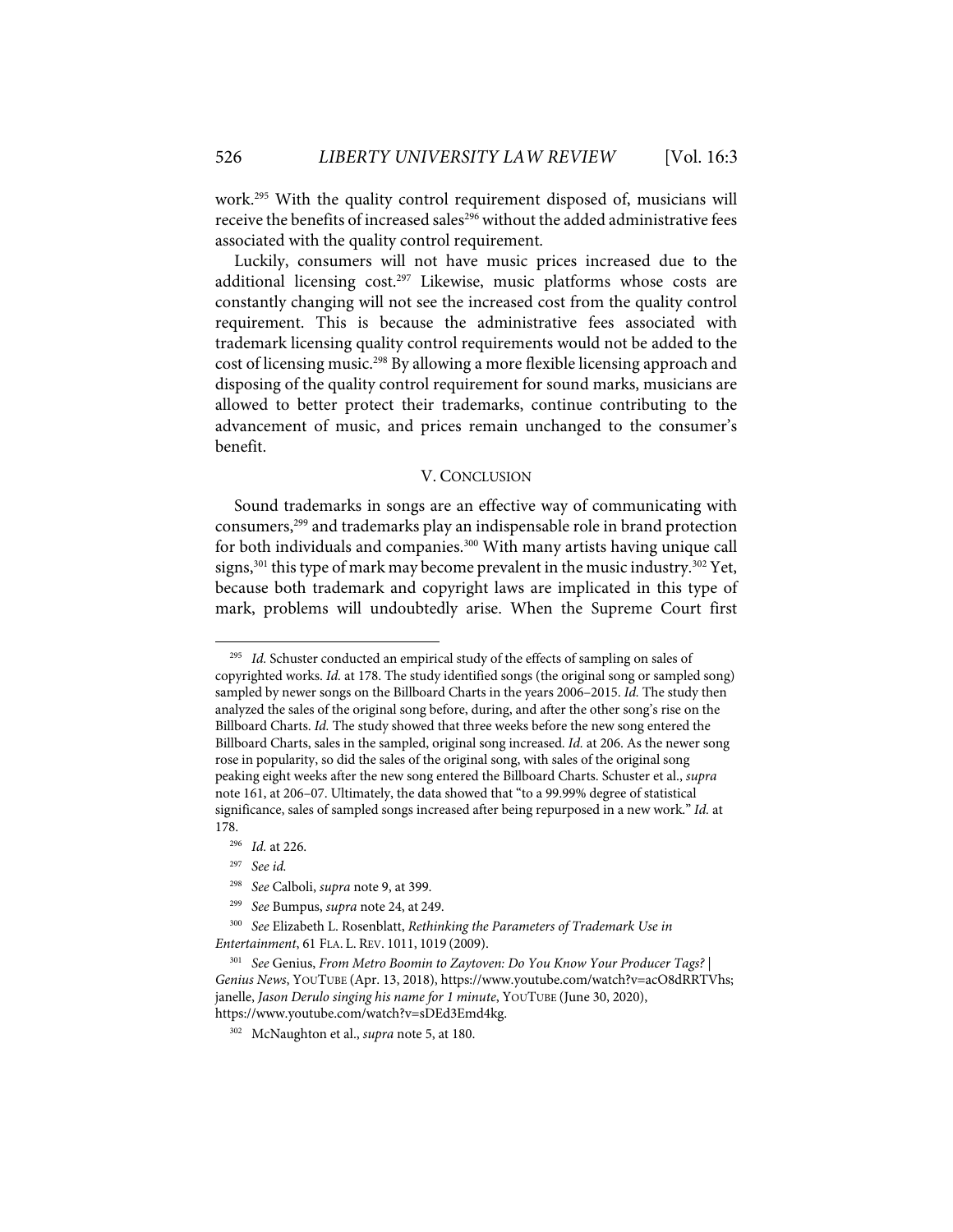work.[295] With the quality control requirement disposed of, musicians will receive the benefits of increased sales[296] without the added administrative fees associated with the quality control requirement.

Luckily, consumers will not have music prices increased due to the additional licensing cost.[297] Likewise, music platforms whose costs are constantly changing will not see the increased cost from the quality control requirement. This is because the administrative fees associated with trademark licensing quality control requirements would not be added to the cost of licensing music.[298] By allowing a more flexible licensing approach and disposing of the quality control requirement for sound marks, musicians are allowed to better protect their trademarks, continue contributing to the advancement of music, and prices remain unchanged to the consumer's benefit.

## V. CONCLUSION

Sound trademarks in songs are an effective way of communicating with consumers,[299] and trademarks play an indispensable role in brand protection for both individuals and companies.[300] With many artists having unique call signs,[301] this type of mark may become prevalent in the music industry.[302] Yet, because both trademark and copyright laws are implicated in this type of mark, problems will undoubtedly arise. When the Supreme Court first

---

[295] *Id.* Schuster conducted an empirical study of the effects of sampling on sales of copyrighted works. *Id.* at 178. The study identified songs (the original song or sampled song) sampled by newer songs on the Billboard Charts in the years 2006–2015. *Id.* The study then analyzed the sales of the original song before, during, and after the other song's rise on the Billboard Charts. *Id.* The study showed that three weeks before the new song entered the Billboard Charts, sales in the sampled, original song increased. *Id.* at 206. As the newer song rose in popularity, so did the sales of the original song, with sales of the original song peaking eight weeks after the new song entered the Billboard Charts. Schuster et al., *supra* note 161, at 206–07. Ultimately, the data showed that "to a 99.99% degree of statistical significance, sales of sampled songs increased after being repurposed in a new work." *Id.* at 178.

[296] *Id.* at 226.

[297] *See id.*

[298] *See* Calboli, *supra* note 9, at 399.

[299] *See* Bumpus, *supra* note 24, at 249.

[300] *See* Elizabeth L. Rosenblatt, *Rethinking the Parameters of Trademark Use in Entertainment*, 61 FLA. L. REV. 1011, 1019 (2009).

[301] *See* Genius, *From Metro Boomin to Zaytoven: Do You Know Your Producer Tags? | Genius News*, YOUTUBE (Apr. 13, 2018), https://www.youtube.com/watch?v=acO8dRRTVhs; janelle, *Jason Derulo singing his name for 1 minute*, YOUTUBE (June 30, 2020), https://www.youtube.com/watch?v=sDEd3Emd4kg.

[302] McNaughton et al., *supra* note 5, at 180.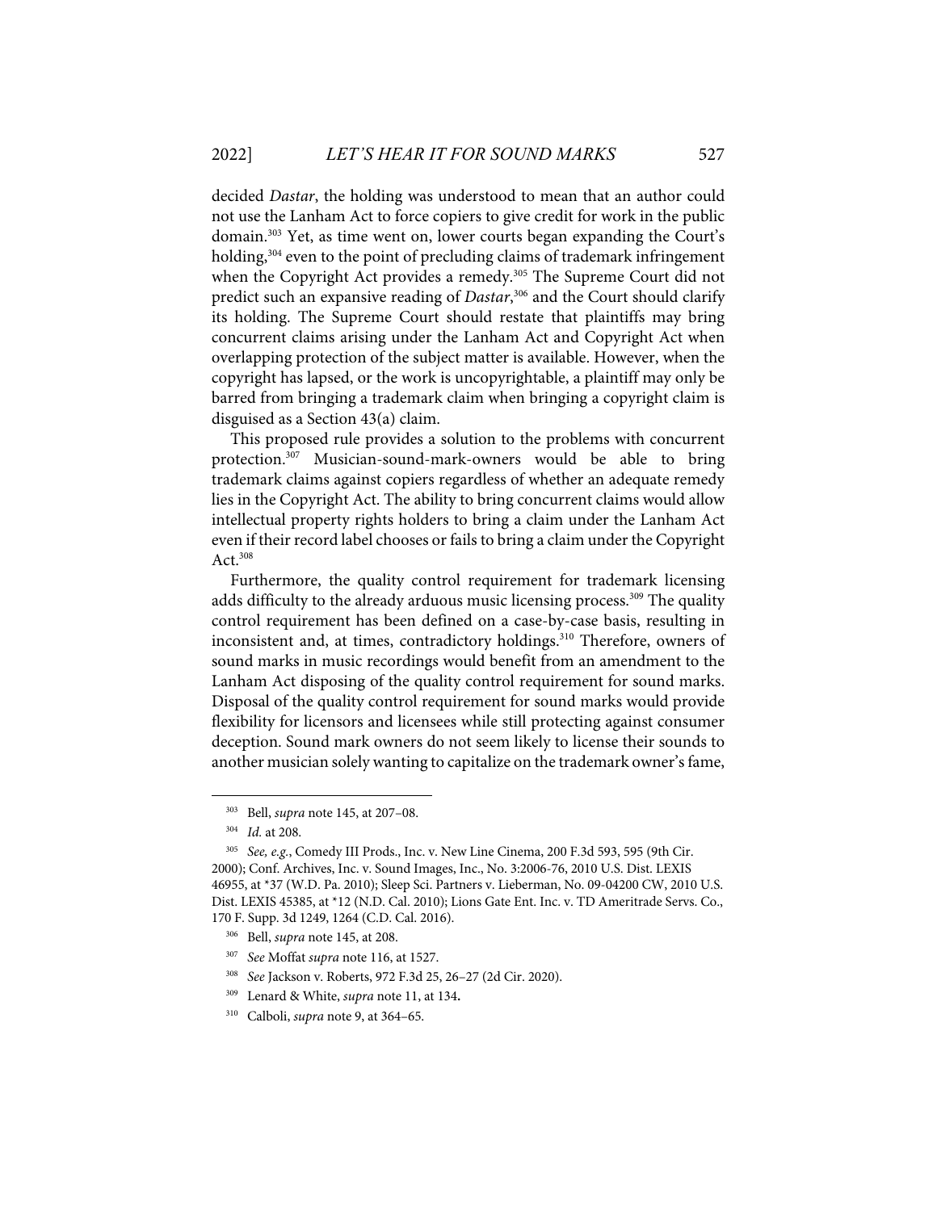decided *Dastar*, the holding was understood to mean that an author could not use the Lanham Act to force copiers to give credit for work in the public domain.[303] Yet, as time went on, lower courts began expanding the Court's holding,[304] even to the point of precluding claims of trademark infringement when the Copyright Act provides a remedy.[305] The Supreme Court did not predict such an expansive reading of *Dastar*,[306] and the Court should clarify its holding. The Supreme Court should restate that plaintiffs may bring concurrent claims arising under the Lanham Act and Copyright Act when overlapping protection of the subject matter is available. However, when the copyright has lapsed, or the work is uncopyrightable, a plaintiff may only be barred from bringing a trademark claim when bringing a copyright claim is disguised as a Section 43(a) claim.

This proposed rule provides a solution to the problems with concurrent protection.[307] Musician-sound-mark-owners would be able to bring trademark claims against copiers regardless of whether an adequate remedy lies in the Copyright Act. The ability to bring concurrent claims would allow intellectual property rights holders to bring a claim under the Lanham Act even if their record label chooses or fails to bring a claim under the Copyright Act.[308]

Furthermore, the quality control requirement for trademark licensing adds difficulty to the already arduous music licensing process.[309] The quality control requirement has been defined on a case-by-case basis, resulting in inconsistent and, at times, contradictory holdings.[310] Therefore, owners of sound marks in music recordings would benefit from an amendment to the Lanham Act disposing of the quality control requirement for sound marks. Disposal of the quality control requirement for sound marks would provide flexibility for licensors and licensees while still protecting against consumer deception. Sound mark owners do not seem likely to license their sounds to another musician solely wanting to capitalize on the trademark owner's fame,

---

[303] Bell, *supra* note 145, at 207–08.

[304] *Id.* at 208.

[305] *See, e.g.*, Comedy III Prods., Inc. v. New Line Cinema, 200 F.3d 593, 595 (9th Cir. 2000); Conf. Archives, Inc. v. Sound Images, Inc., No. 3:2006-76, 2010 U.S. Dist. LEXIS 46955, at *37 (W.D. Pa. 2010); Sleep Sci. Partners v. Lieberman, No. 09-04200 CW, 2010 U.S. Dist. LEXIS 45385, at *12 (N.D. Cal. 2010); Lions Gate Ent. Inc. v. TD Ameritrade Servs. Co., 170 F. Supp. 3d 1249, 1264 (C.D. Cal. 2016).

[306] Bell, *supra* note 145, at 208.

[307] *See* Moffat *supra* note 116, at 1527.

[308] *See* Jackson v. Roberts, 972 F.3d 25, 26–27 (2d Cir. 2020).

[309] Lenard & White, *supra* note 11, at 134.

[310] Calboli, *supra* note 9, at 364–65.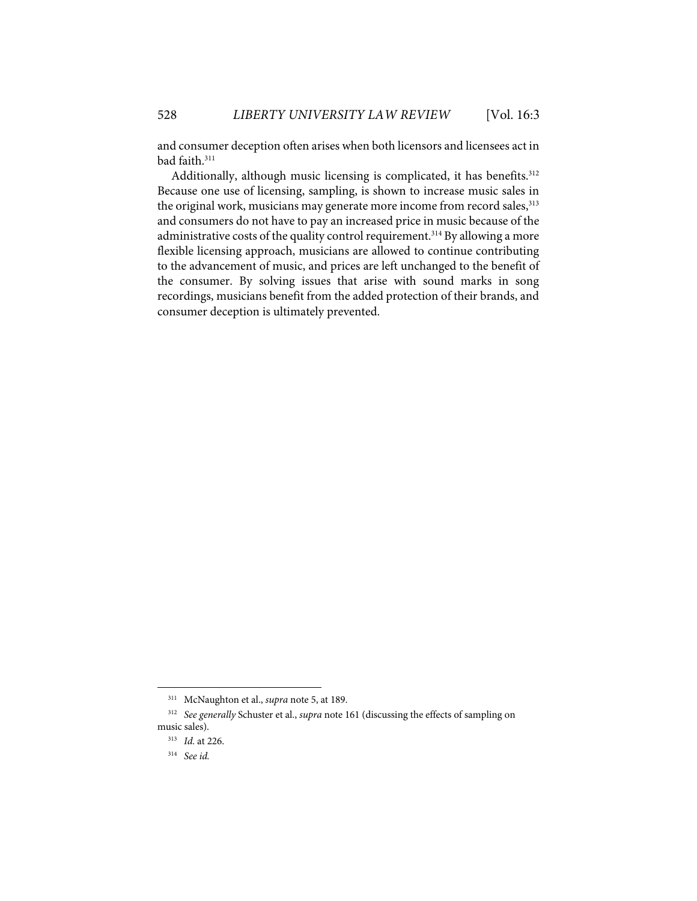and consumer deception often arises when both licensors and licensees act in bad faith.[311]

Additionally, although music licensing is complicated, it has benefits.[312] Because one use of licensing, sampling, is shown to increase music sales in the original work, musicians may generate more income from record sales,[313] and consumers do not have to pay an increased price in music because of the administrative costs of the quality control requirement.[314] By allowing a more flexible licensing approach, musicians are allowed to continue contributing to the advancement of music, and prices are left unchanged to the benefit of the consumer. By solving issues that arise with sound marks in song recordings, musicians benefit from the added protection of their brands, and consumer deception is ultimately prevented.

---

[311] McNaughton et al., *supra* note 5, at 189.

[312] *See generally* Schuster et al., *supra* note 161 (discussing the effects of sampling on music sales).

[313] *Id.* at 226.

[314] *See id.*